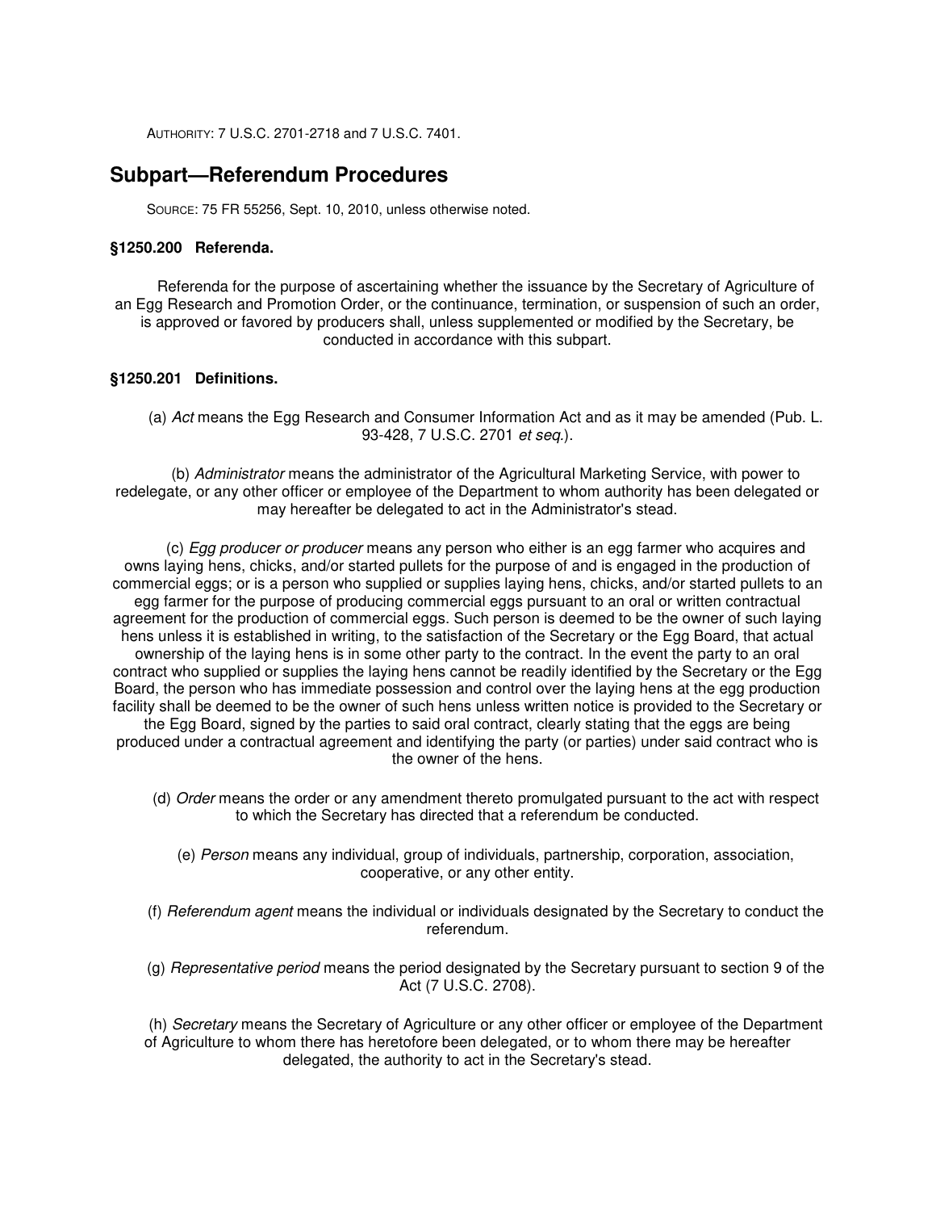AUTHORITY: 7 U.S.C. 2701-2718 and 7 U.S.C. 7401.

## Subpart—Referendum Procedures

SOURCE: 75 FR 55256, Sept. 10, 2010, unless otherwise noted.

### §1250.200 Referenda.

Referenda for the purpose of ascertaining whether the issuance by the Secretary of Agriculture of an Egg Research and Promotion Order, or the continuance, termination, or suspension of such an order, is approved or favored by producers shall, unless supplemented or modified by the Secretary, be conducted in accordance with this subpart.

### §1250.201 Definitions.

(a) *Act* means the Egg Research and Consumer Information Act and as it may be amended (Pub. L. 93-428, 7 U.S.C. 2701 *et seq.*).

(b) *Administrator* means the administrator of the Agricultural Marketing Service, with power to redelegate, or any other officer or employee of the Department to whom authority has been delegated or may hereafter be delegated to act in the Administrator's stead.

(c) *Egg producer or producer* means any person who either is an egg farmer who acquires and owns laying hens, chicks, and/or started pullets for the purpose of and is engaged in the production of commercial eggs; or is a person who supplied or supplies laying hens, chicks, and/or started pullets to an egg farmer for the purpose of producing commercial eggs pursuant to an oral or written contractual agreement for the production of commercial eggs. Such person is deemed to be the owner of such laying hens unless it is established in writing, to the satisfaction of the Secretary or the Egg Board, that actual ownership of the laying hens is in some other party to the contract. In the event the party to an oral contract who supplied or supplies the laying hens cannot be readily identified by the Secretary or the Egg Board, the person who has immediate possession and control over the laying hens at the egg production facility shall be deemed to be the owner of such hens unless written notice is provided to the Secretary or the Egg Board, signed by the parties to said oral contract, clearly stating that the eggs are being produced under a contractual agreement and identifying the party (or parties) under said contract who is the owner of the hens.

(d) *Order* means the order or any amendment thereto promulgated pursuant to the act with respect to which the Secretary has directed that a referendum be conducted.

(e) *Person* means any individual, group of individuals, partnership, corporation, association, cooperative, or any other entity.

(f) *Referendum agent* means the individual or individuals designated by the Secretary to conduct the referendum.

(g) *Representative period* means the period designated by the Secretary pursuant to section 9 of the Act (7 U.S.C. 2708).

(h) *Secretary* means the Secretary of Agriculture or any other officer or employee of the Department of Agriculture to whom there has heretofore been delegated, or to whom there may be hereafter delegated, the authority to act in the Secretary's stead.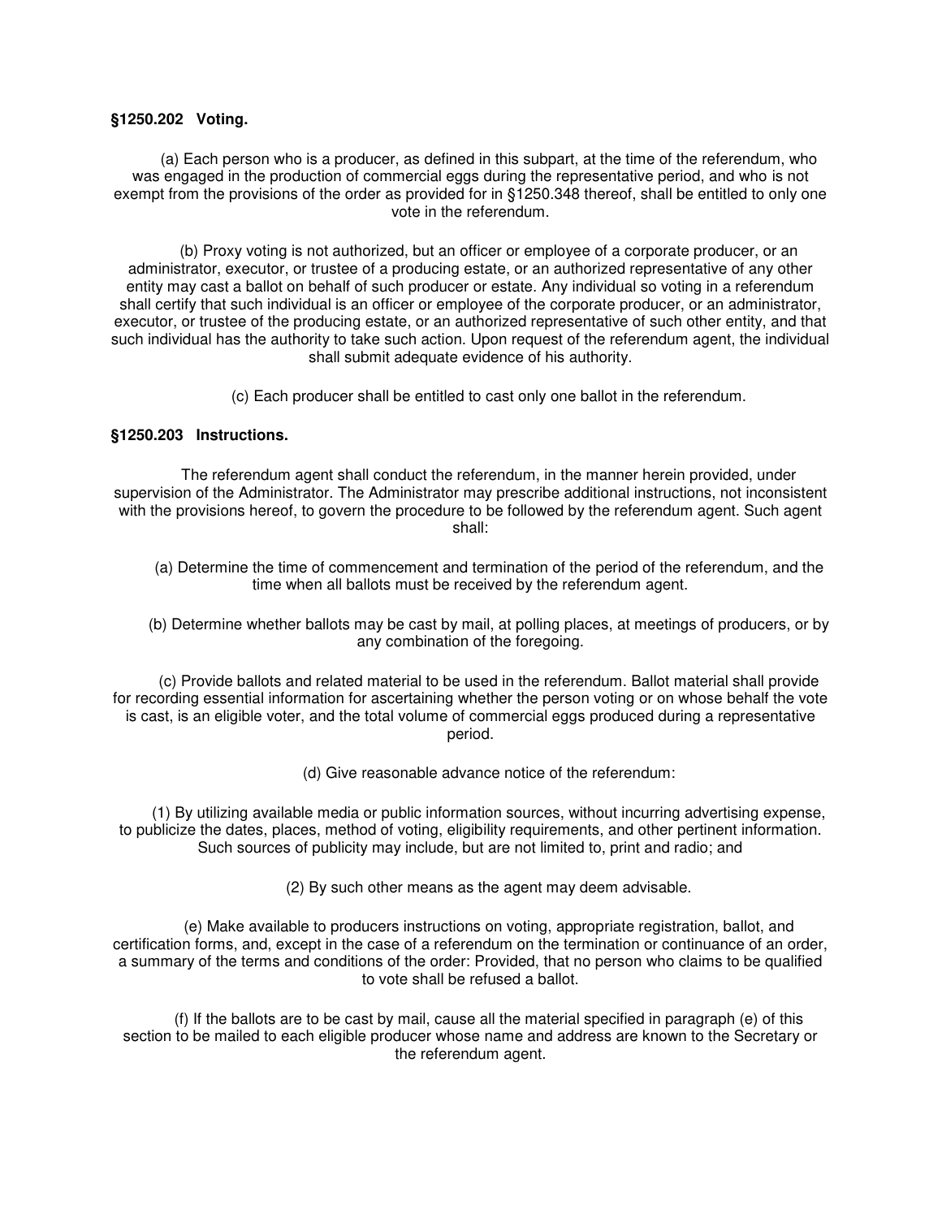**§1250.202 Voting.**

(a) Each person who is a producer, as defined in this subpart, at the time of the referendum, who was engaged in the production of commercial eggs during the representative period, and who is not exempt from the provisions of the order as provided for in §1250.348 thereof, shall be entitled to only one vote in the referendum.

(b) Proxy voting is not authorized, but an officer or employee of a corporate producer, or an administrator, executor, or trustee of a producing estate, or an authorized representative of any other entity may cast a ballot on behalf of such producer or estate. Any individual so voting in a referendum shall certify that such individual is an officer or employee of the corporate producer, or an administrator, executor, or trustee of the producing estate, or an authorized representative of such other entity, and that such individual has the authority to take such action. Upon request of the referendum agent, the individual shall submit adequate evidence of his authority.

(c) Each producer shall be entitled to cast only one ballot in the referendum.

**§1250.203 Instructions.**

The referendum agent shall conduct the referendum, in the manner herein provided, under supervision of the Administrator. The Administrator may prescribe additional instructions, not inconsistent with the provisions hereof, to govern the procedure to be followed by the referendum agent. Such agent shall:

(a) Determine the time of commencement and termination of the period of the referendum, and the time when all ballots must be received by the referendum agent.

(b) Determine whether ballots may be cast by mail, at polling places, at meetings of producers, or by any combination of the foregoing.

(c) Provide ballots and related material to be used in the referendum. Ballot material shall provide for recording essential information for ascertaining whether the person voting or on whose behalf the vote is cast, is an eligible voter, and the total volume of commercial eggs produced during a representative period.

(d) Give reasonable advance notice of the referendum:

(1) By utilizing available media or public information sources, without incurring advertising expense, to publicize the dates, places, method of voting, eligibility requirements, and other pertinent information. Such sources of publicity may include, but are not limited to, print and radio; and

(2) By such other means as the agent may deem advisable.

(e) Make available to producers instructions on voting, appropriate registration, ballot, and certification forms, and, except in the case of a referendum on the termination or continuance of an order, a summary of the terms and conditions of the order: Provided, that no person who claims to be qualified to vote shall be refused a ballot.

(f) If the ballots are to be cast by mail, cause all the material specified in paragraph (e) of this section to be mailed to each eligible producer whose name and address are known to the Secretary or the referendum agent.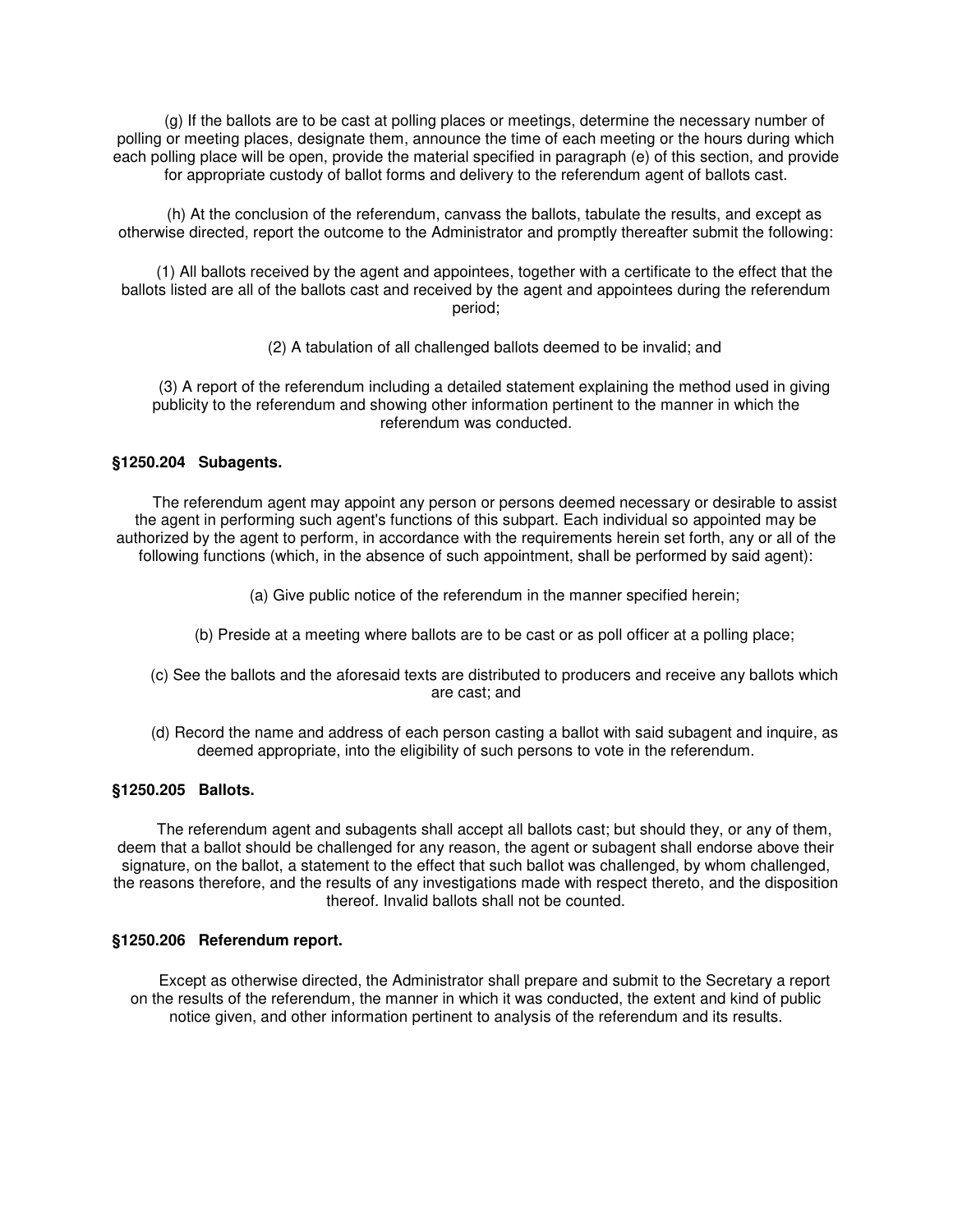(g) If the ballots are to be cast at polling places or meetings, determine the necessary number of polling or meeting places, designate them, announce the time of each meeting or the hours during which each polling place will be open, provide the material specified in paragraph (e) of this section, and provide for appropriate custody of ballot forms and delivery to the referendum agent of ballots cast.

(h) At the conclusion of the referendum, canvass the ballots, tabulate the results, and except as otherwise directed, report the outcome to the Administrator and promptly thereafter submit the following:

(1) All ballots received by the agent and appointees, together with a certificate to the effect that the ballots listed are all of the ballots cast and received by the agent and appointees during the referendum period;

(2) A tabulation of all challenged ballots deemed to be invalid; and

(3) A report of the referendum including a detailed statement explaining the method used in giving publicity to the referendum and showing other information pertinent to the manner in which the referendum was conducted.

**§1250.204 Subagents.**

The referendum agent may appoint any person or persons deemed necessary or desirable to assist the agent in performing such agent's functions of this subpart. Each individual so appointed may be authorized by the agent to perform, in accordance with the requirements herein set forth, any or all of the following functions (which, in the absence of such appointment, shall be performed by said agent):

(a) Give public notice of the referendum in the manner specified herein;

(b) Preside at a meeting where ballots are to be cast or as poll officer at a polling place;

(c) See the ballots and the aforesaid texts are distributed to producers and receive any ballots which are cast; and

(d) Record the name and address of each person casting a ballot with said subagent and inquire, as deemed appropriate, into the eligibility of such persons to vote in the referendum.

**§1250.205 Ballots.**

The referendum agent and subagents shall accept all ballots cast; but should they, or any of them, deem that a ballot should be challenged for any reason, the agent or subagent shall endorse above their signature, on the ballot, a statement to the effect that such ballot was challenged, by whom challenged, the reasons therefore, and the results of any investigations made with respect thereto, and the disposition thereof. Invalid ballots shall not be counted.

**§1250.206 Referendum report.**

Except as otherwise directed, the Administrator shall prepare and submit to the Secretary a report on the results of the referendum, the manner in which it was conducted, the extent and kind of public notice given, and other information pertinent to analysis of the referendum and its results.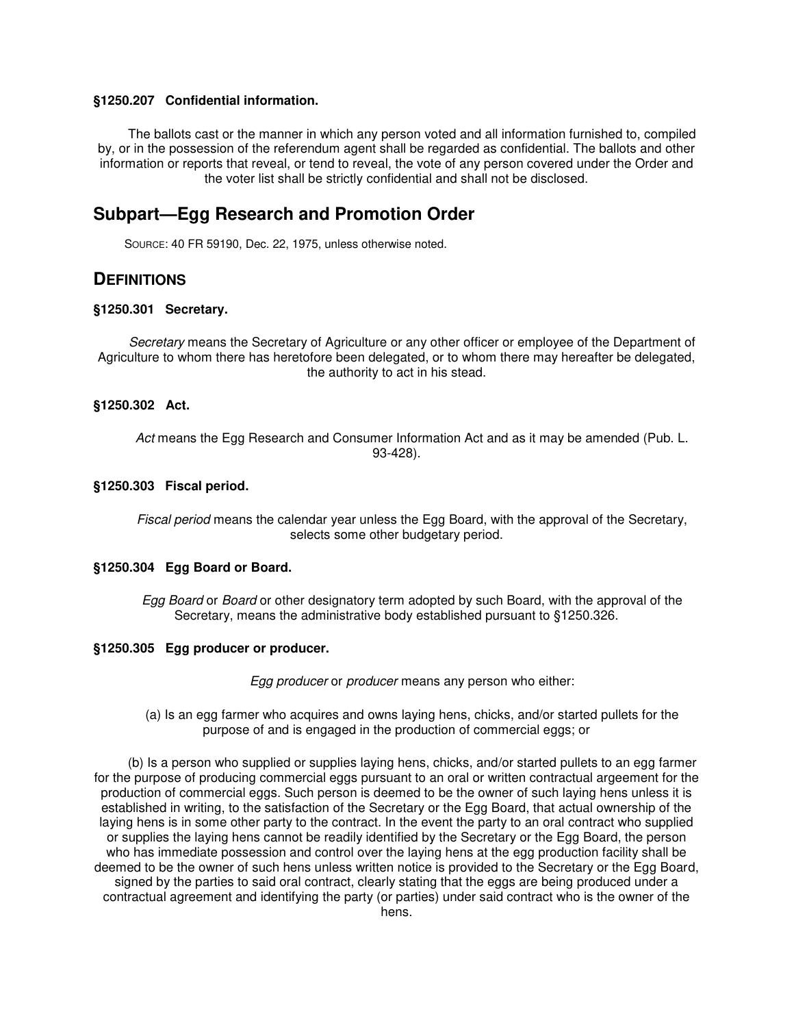### §1250.207 Confidential information.

The ballots cast or the manner in which any person voted and all information furnished to, compiled by, or in the possession of the referendum agent shall be regarded as confidential. The ballots and other information or reports that reveal, or tend to reveal, the vote of any person covered under the Order and the voter list shall be strictly confidential and shall not be disclosed.

## Subpart—Egg Research and Promotion Order

SOURCE: 40 FR 59190, Dec. 22, 1975, unless otherwise noted.

## DEFINITIONS

### §1250.301 Secretary.

*Secretary* means the Secretary of Agriculture or any other officer or employee of the Department of Agriculture to whom there has heretofore been delegated, or to whom there may hereafter be delegated, the authority to act in his stead.

### §1250.302 Act.

*Act* means the Egg Research and Consumer Information Act and as it may be amended (Pub. L. 93-428).

### §1250.303 Fiscal period.

*Fiscal period* means the calendar year unless the Egg Board, with the approval of the Secretary, selects some other budgetary period.

### §1250.304 Egg Board or Board.

*Egg Board* or *Board* or other designatory term adopted by such Board, with the approval of the Secretary, means the administrative body established pursuant to §1250.326.

### §1250.305 Egg producer or producer.

*Egg producer* or *producer* means any person who either:

(a) Is an egg farmer who acquires and owns laying hens, chicks, and/or started pullets for the purpose of and is engaged in the production of commercial eggs; or

(b) Is a person who supplied or supplies laying hens, chicks, and/or started pullets to an egg farmer for the purpose of producing commercial eggs pursuant to an oral or written contractual argeement for the production of commercial eggs. Such person is deemed to be the owner of such laying hens unless it is established in writing, to the satisfaction of the Secretary or the Egg Board, that actual ownership of the laying hens is in some other party to the contract. In the event the party to an oral contract who supplied or supplies the laying hens cannot be readily identified by the Secretary or the Egg Board, the person who has immediate possession and control over the laying hens at the egg production facility shall be deemed to be the owner of such hens unless written notice is provided to the Secretary or the Egg Board, signed by the parties to said oral contract, clearly stating that the eggs are being produced under a contractual agreement and identifying the party (or parties) under said contract who is the owner of the hens.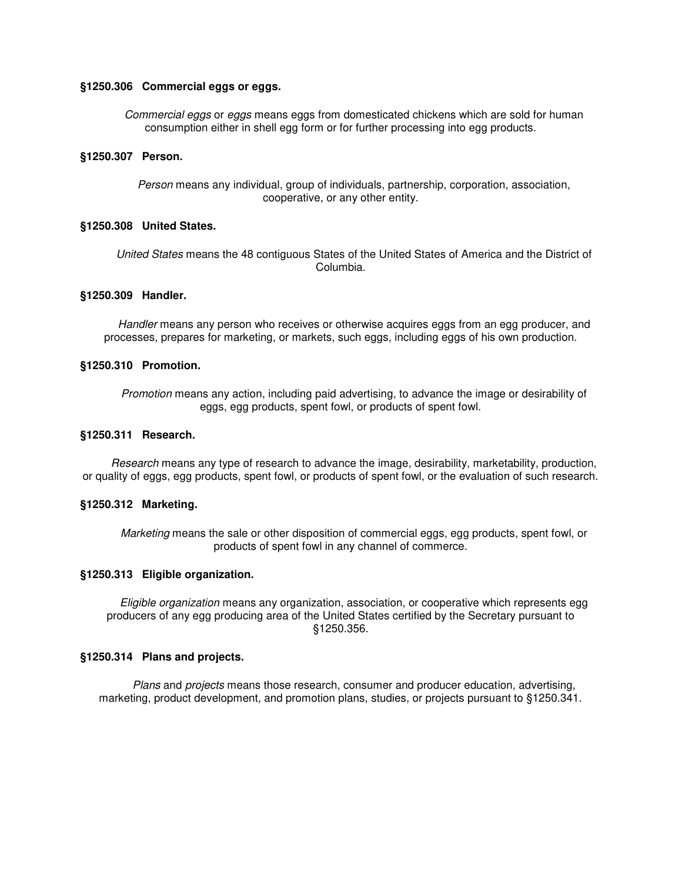### §1250.306 Commercial eggs or eggs.

*Commercial eggs* or *eggs* means eggs from domesticated chickens which are sold for human consumption either in shell egg form or for further processing into egg products.

### §1250.307 Person.

*Person* means any individual, group of individuals, partnership, corporation, association, cooperative, or any other entity.

### §1250.308 United States.

*United States* means the 48 contiguous States of the United States of America and the District of Columbia.

### §1250.309 Handler.

*Handler* means any person who receives or otherwise acquires eggs from an egg producer, and processes, prepares for marketing, or markets, such eggs, including eggs of his own production.

### §1250.310 Promotion.

*Promotion* means any action, including paid advertising, to advance the image or desirability of eggs, egg products, spent fowl, or products of spent fowl.

### §1250.311 Research.

*Research* means any type of research to advance the image, desirability, marketability, production, or quality of eggs, egg products, spent fowl, or products of spent fowl, or the evaluation of such research.

### §1250.312 Marketing.

*Marketing* means the sale or other disposition of commercial eggs, egg products, spent fowl, or products of spent fowl in any channel of commerce.

### §1250.313 Eligible organization.

*Eligible organization* means any organization, association, or cooperative which represents egg producers of any egg producing area of the United States certified by the Secretary pursuant to §1250.356.

### §1250.314 Plans and projects.

*Plans* and *projects* means those research, consumer and producer education, advertising, marketing, product development, and promotion plans, studies, or projects pursuant to §1250.341.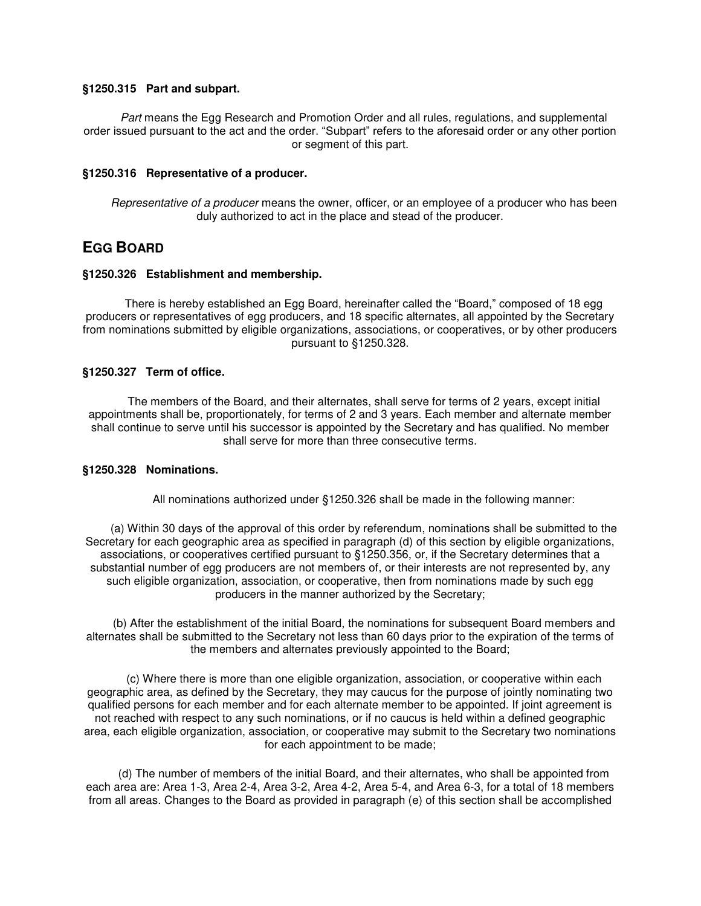### §1250.315 Part and subpart.

*Part* means the Egg Research and Promotion Order and all rules, regulations, and supplemental order issued pursuant to the act and the order. "Subpart" refers to the aforesaid order or any other portion or segment of this part.

### §1250.316 Representative of a producer.

*Representative of a producer* means the owner, officer, or an employee of a producer who has been duly authorized to act in the place and stead of the producer.

## EGG BOARD

### §1250.326 Establishment and membership.

There is hereby established an Egg Board, hereinafter called the "Board," composed of 18 egg producers or representatives of egg producers, and 18 specific alternates, all appointed by the Secretary from nominations submitted by eligible organizations, associations, or cooperatives, or by other producers pursuant to §1250.328.

### §1250.327 Term of office.

The members of the Board, and their alternates, shall serve for terms of 2 years, except initial appointments shall be, proportionately, for terms of 2 and 3 years. Each member and alternate member shall continue to serve until his successor is appointed by the Secretary and has qualified. No member shall serve for more than three consecutive terms.

### §1250.328 Nominations.

All nominations authorized under §1250.326 shall be made in the following manner:

(a) Within 30 days of the approval of this order by referendum, nominations shall be submitted to the Secretary for each geographic area as specified in paragraph (d) of this section by eligible organizations, associations, or cooperatives certified pursuant to §1250.356, or, if the Secretary determines that a substantial number of egg producers are not members of, or their interests are not represented by, any such eligible organization, association, or cooperative, then from nominations made by such egg producers in the manner authorized by the Secretary;

(b) After the establishment of the initial Board, the nominations for subsequent Board members and alternates shall be submitted to the Secretary not less than 60 days prior to the expiration of the terms of the members and alternates previously appointed to the Board;

(c) Where there is more than one eligible organization, association, or cooperative within each geographic area, as defined by the Secretary, they may caucus for the purpose of jointly nominating two qualified persons for each member and for each alternate member to be appointed. If joint agreement is not reached with respect to any such nominations, or if no caucus is held within a defined geographic area, each eligible organization, association, or cooperative may submit to the Secretary two nominations for each appointment to be made;

(d) The number of members of the initial Board, and their alternates, who shall be appointed from each area are: Area 1-3, Area 2-4, Area 3-2, Area 4-2, Area 5-4, and Area 6-3, for a total of 18 members from all areas. Changes to the Board as provided in paragraph (e) of this section shall be accomplished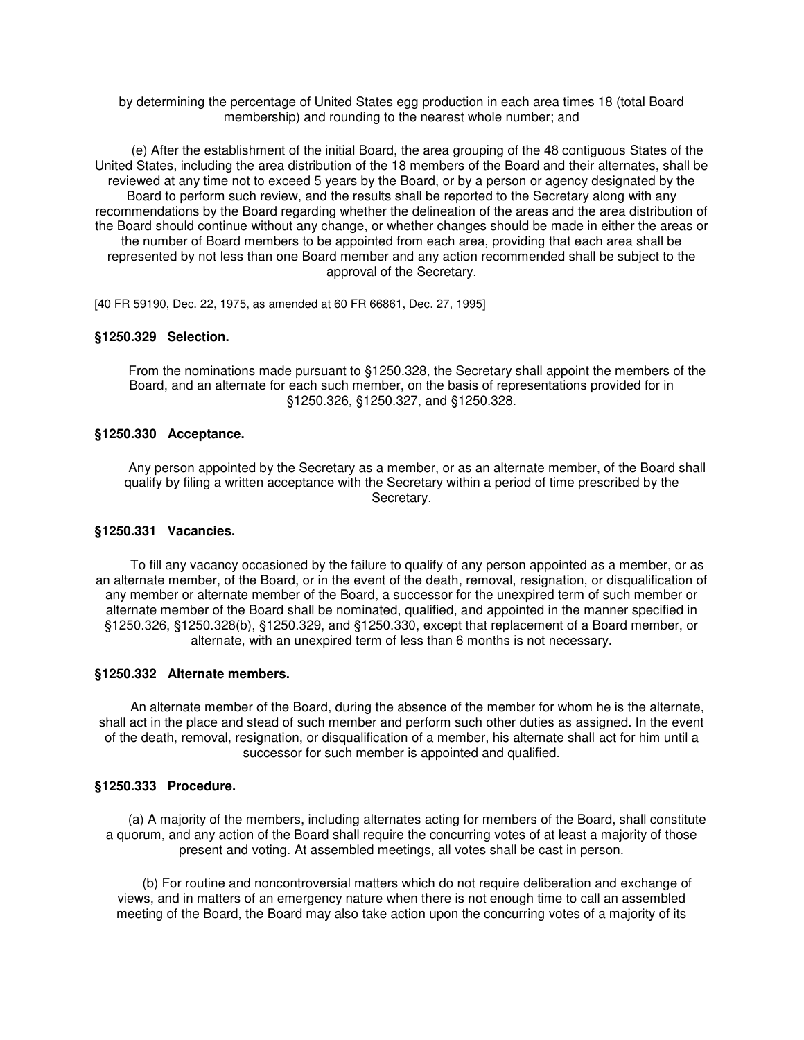by determining the percentage of United States egg production in each area times 18 (total Board membership) and rounding to the nearest whole number; and

(e) After the establishment of the initial Board, the area grouping of the 48 contiguous States of the United States, including the area distribution of the 18 members of the Board and their alternates, shall be reviewed at any time not to exceed 5 years by the Board, or by a person or agency designated by the Board to perform such review, and the results shall be reported to the Secretary along with any recommendations by the Board regarding whether the delineation of the areas and the area distribution of the Board should continue without any change, or whether changes should be made in either the areas or the number of Board members to be appointed from each area, providing that each area shall be represented by not less than one Board member and any action recommended shall be subject to the approval of the Secretary.

[40 FR 59190, Dec. 22, 1975, as amended at 60 FR 66861, Dec. 27, 1995]

### §1250.329 Selection.

From the nominations made pursuant to §1250.328, the Secretary shall appoint the members of the Board, and an alternate for each such member, on the basis of representations provided for in §1250.326, §1250.327, and §1250.328.

### §1250.330 Acceptance.

Any person appointed by the Secretary as a member, or as an alternate member, of the Board shall qualify by filing a written acceptance with the Secretary within a period of time prescribed by the Secretary.

### §1250.331 Vacancies.

To fill any vacancy occasioned by the failure to qualify of any person appointed as a member, or as an alternate member, of the Board, or in the event of the death, removal, resignation, or disqualification of any member or alternate member of the Board, a successor for the unexpired term of such member or alternate member of the Board shall be nominated, qualified, and appointed in the manner specified in §1250.326, §1250.328(b), §1250.329, and §1250.330, except that replacement of a Board member, or alternate, with an unexpired term of less than 6 months is not necessary.

### §1250.332 Alternate members.

An alternate member of the Board, during the absence of the member for whom he is the alternate, shall act in the place and stead of such member and perform such other duties as assigned. In the event of the death, removal, resignation, or disqualification of a member, his alternate shall act for him until a successor for such member is appointed and qualified.

### §1250.333 Procedure.

(a) A majority of the members, including alternates acting for members of the Board, shall constitute a quorum, and any action of the Board shall require the concurring votes of at least a majority of those present and voting. At assembled meetings, all votes shall be cast in person.

(b) For routine and noncontroversial matters which do not require deliberation and exchange of views, and in matters of an emergency nature when there is not enough time to call an assembled meeting of the Board, the Board may also take action upon the concurring votes of a majority of its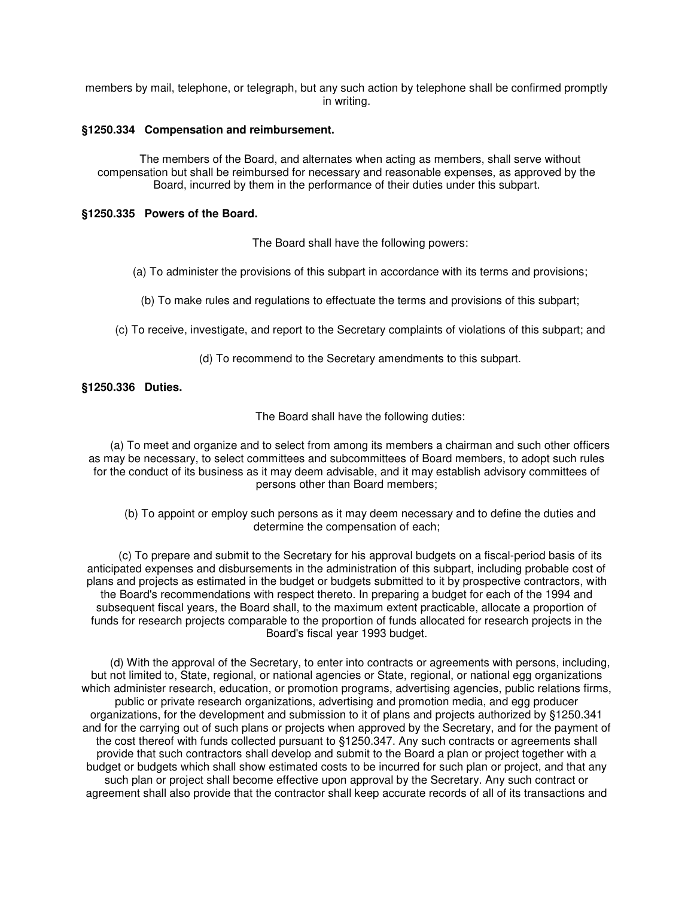members by mail, telephone, or telegraph, but any such action by telephone shall be confirmed promptly in writing.

### §1250.334 Compensation and reimbursement.

The members of the Board, and alternates when acting as members, shall serve without compensation but shall be reimbursed for necessary and reasonable expenses, as approved by the Board, incurred by them in the performance of their duties under this subpart.

### §1250.335 Powers of the Board.

The Board shall have the following powers:

(a) To administer the provisions of this subpart in accordance with its terms and provisions;

(b) To make rules and regulations to effectuate the terms and provisions of this subpart;

(c) To receive, investigate, and report to the Secretary complaints of violations of this subpart; and

(d) To recommend to the Secretary amendments to this subpart.

### §1250.336 Duties.

The Board shall have the following duties:

(a) To meet and organize and to select from among its members a chairman and such other officers as may be necessary, to select committees and subcommittees of Board members, to adopt such rules for the conduct of its business as it may deem advisable, and it may establish advisory committees of persons other than Board members;

(b) To appoint or employ such persons as it may deem necessary and to define the duties and determine the compensation of each;

(c) To prepare and submit to the Secretary for his approval budgets on a fiscal-period basis of its anticipated expenses and disbursements in the administration of this subpart, including probable cost of plans and projects as estimated in the budget or budgets submitted to it by prospective contractors, with the Board's recommendations with respect thereto. In preparing a budget for each of the 1994 and subsequent fiscal years, the Board shall, to the maximum extent practicable, allocate a proportion of funds for research projects comparable to the proportion of funds allocated for research projects in the Board's fiscal year 1993 budget.

(d) With the approval of the Secretary, to enter into contracts or agreements with persons, including, but not limited to, State, regional, or national agencies or State, regional, or national egg organizations which administer research, education, or promotion programs, advertising agencies, public relations firms, public or private research organizations, advertising and promotion media, and egg producer organizations, for the development and submission to it of plans and projects authorized by §1250.341 and for the carrying out of such plans or projects when approved by the Secretary, and for the payment of the cost thereof with funds collected pursuant to §1250.347. Any such contracts or agreements shall provide that such contractors shall develop and submit to the Board a plan or project together with a budget or budgets which shall show estimated costs to be incurred for such plan or project, and that any such plan or project shall become effective upon approval by the Secretary. Any such contract or agreement shall also provide that the contractor shall keep accurate records of all of its transactions and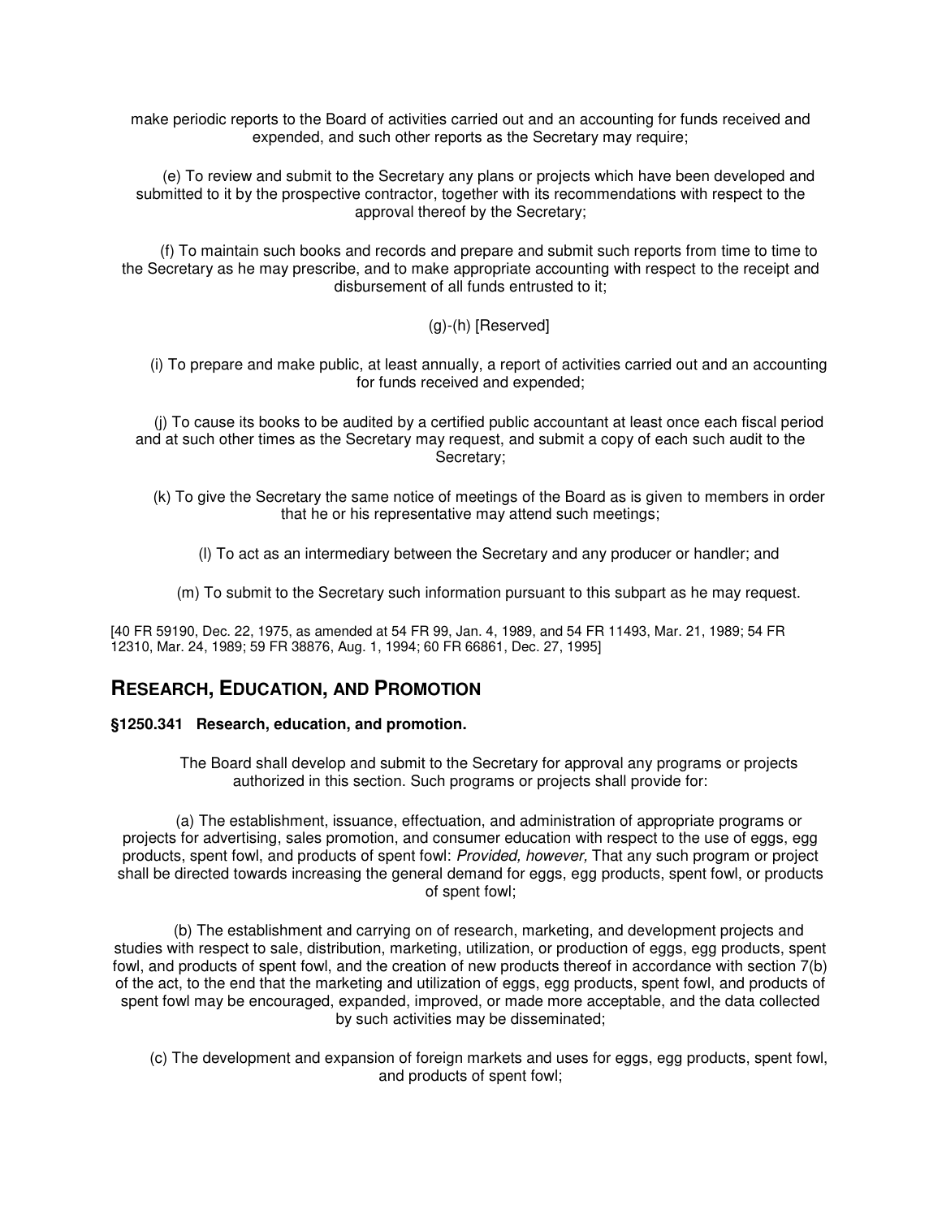make periodic reports to the Board of activities carried out and an accounting for funds received and expended, and such other reports as the Secretary may require;

(e) To review and submit to the Secretary any plans or projects which have been developed and submitted to it by the prospective contractor, together with its recommendations with respect to the approval thereof by the Secretary;

(f) To maintain such books and records and prepare and submit such reports from time to time to the Secretary as he may prescribe, and to make appropriate accounting with respect to the receipt and disbursement of all funds entrusted to it;

(g)-(h) [Reserved]

(i) To prepare and make public, at least annually, a report of activities carried out and an accounting for funds received and expended;

(j) To cause its books to be audited by a certified public accountant at least once each fiscal period and at such other times as the Secretary may request, and submit a copy of each such audit to the Secretary;

(k) To give the Secretary the same notice of meetings of the Board as is given to members in order that he or his representative may attend such meetings;

(l) To act as an intermediary between the Secretary and any producer or handler; and

(m) To submit to the Secretary such information pursuant to this subpart as he may request.

[40 FR 59190, Dec. 22, 1975, as amended at 54 FR 99, Jan. 4, 1989, and 54 FR 11493, Mar. 21, 1989; 54 FR 12310, Mar. 24, 1989; 59 FR 38876, Aug. 1, 1994; 60 FR 66861, Dec. 27, 1995]

## RESEARCH, EDUCATION, AND PROMOTION

**§1250.341 Research, education, and promotion.**

The Board shall develop and submit to the Secretary for approval any programs or projects authorized in this section. Such programs or projects shall provide for:

(a) The establishment, issuance, effectuation, and administration of appropriate programs or projects for advertising, sales promotion, and consumer education with respect to the use of eggs, egg products, spent fowl, and products of spent fowl: *Provided, however,* That any such program or project shall be directed towards increasing the general demand for eggs, egg products, spent fowl, or products of spent fowl;

(b) The establishment and carrying on of research, marketing, and development projects and studies with respect to sale, distribution, marketing, utilization, or production of eggs, egg products, spent fowl, and products of spent fowl, and the creation of new products thereof in accordance with section 7(b) of the act, to the end that the marketing and utilization of eggs, egg products, spent fowl, and products of spent fowl may be encouraged, expanded, improved, or made more acceptable, and the data collected by such activities may be disseminated;

(c) The development and expansion of foreign markets and uses for eggs, egg products, spent fowl, and products of spent fowl;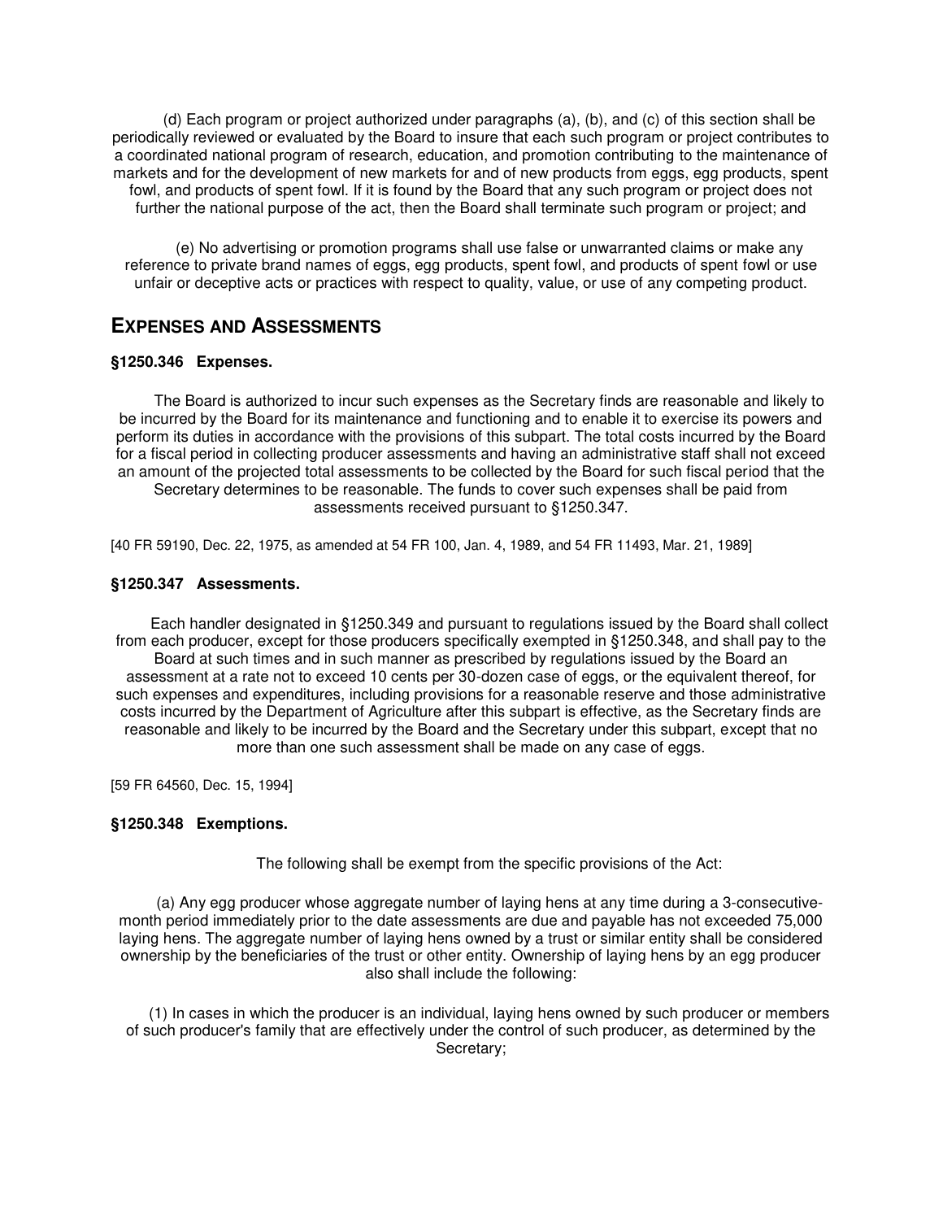(d) Each program or project authorized under paragraphs (a), (b), and (c) of this section shall be periodically reviewed or evaluated by the Board to insure that each such program or project contributes to a coordinated national program of research, education, and promotion contributing to the maintenance of markets and for the development of new markets for and of new products from eggs, egg products, spent fowl, and products of spent fowl. If it is found by the Board that any such program or project does not further the national purpose of the act, then the Board shall terminate such program or project; and

(e) No advertising or promotion programs shall use false or unwarranted claims or make any reference to private brand names of eggs, egg products, spent fowl, and products of spent fowl or use unfair or deceptive acts or practices with respect to quality, value, or use of any competing product.

## EXPENSES AND ASSESSMENTS

### §1250.346 Expenses.

The Board is authorized to incur such expenses as the Secretary finds are reasonable and likely to be incurred by the Board for its maintenance and functioning and to enable it to exercise its powers and perform its duties in accordance with the provisions of this subpart. The total costs incurred by the Board for a fiscal period in collecting producer assessments and having an administrative staff shall not exceed an amount of the projected total assessments to be collected by the Board for such fiscal period that the Secretary determines to be reasonable. The funds to cover such expenses shall be paid from assessments received pursuant to §1250.347.

[40 FR 59190, Dec. 22, 1975, as amended at 54 FR 100, Jan. 4, 1989, and 54 FR 11493, Mar. 21, 1989]

### §1250.347 Assessments.

Each handler designated in §1250.349 and pursuant to regulations issued by the Board shall collect from each producer, except for those producers specifically exempted in §1250.348, and shall pay to the Board at such times and in such manner as prescribed by regulations issued by the Board an assessment at a rate not to exceed 10 cents per 30-dozen case of eggs, or the equivalent thereof, for such expenses and expenditures, including provisions for a reasonable reserve and those administrative costs incurred by the Department of Agriculture after this subpart is effective, as the Secretary finds are reasonable and likely to be incurred by the Board and the Secretary under this subpart, except that no more than one such assessment shall be made on any case of eggs.

[59 FR 64560, Dec. 15, 1994]

### §1250.348 Exemptions.

The following shall be exempt from the specific provisions of the Act:

(a) Any egg producer whose aggregate number of laying hens at any time during a 3-consecutive-month period immediately prior to the date assessments are due and payable has not exceeded 75,000 laying hens. The aggregate number of laying hens owned by a trust or similar entity shall be considered ownership by the beneficiaries of the trust or other entity. Ownership of laying hens by an egg producer also shall include the following:

(1) In cases in which the producer is an individual, laying hens owned by such producer or members of such producer's family that are effectively under the control of such producer, as determined by the Secretary;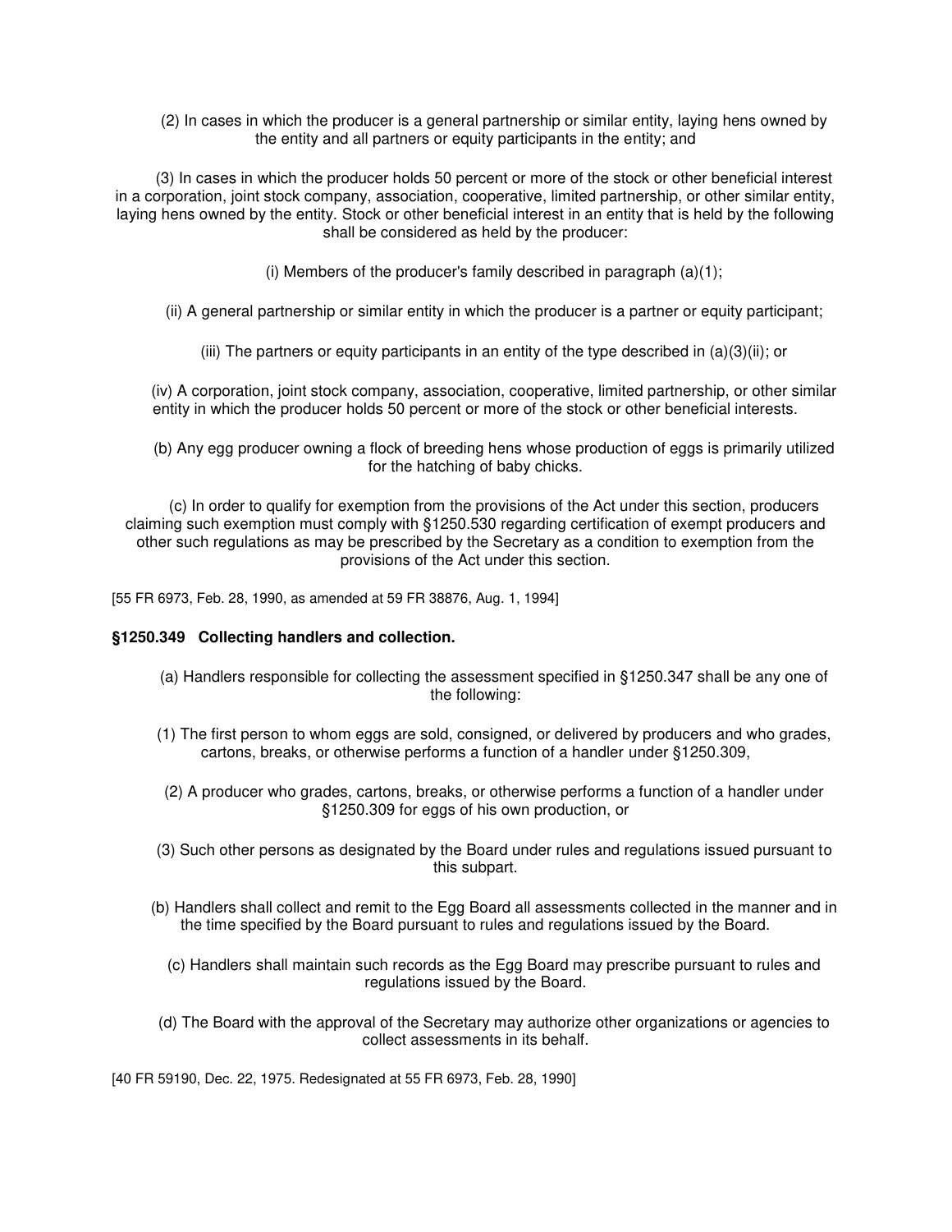(2) In cases in which the producer is a general partnership or similar entity, laying hens owned by the entity and all partners or equity participants in the entity; and

(3) In cases in which the producer holds 50 percent or more of the stock or other beneficial interest in a corporation, joint stock company, association, cooperative, limited partnership, or other similar entity, laying hens owned by the entity. Stock or other beneficial interest in an entity that is held by the following shall be considered as held by the producer:

(i) Members of the producer's family described in paragraph (a)(1);

(ii) A general partnership or similar entity in which the producer is a partner or equity participant;

(iii) The partners or equity participants in an entity of the type described in (a)(3)(ii); or

(iv) A corporation, joint stock company, association, cooperative, limited partnership, or other similar entity in which the producer holds 50 percent or more of the stock or other beneficial interests.

(b) Any egg producer owning a flock of breeding hens whose production of eggs is primarily utilized for the hatching of baby chicks.

(c) In order to qualify for exemption from the provisions of the Act under this section, producers claiming such exemption must comply with §1250.530 regarding certification of exempt producers and other such regulations as may be prescribed by the Secretary as a condition to exemption from the provisions of the Act under this section.

[55 FR 6973, Feb. 28, 1990, as amended at 59 FR 38876, Aug. 1, 1994]

### §1250.349 Collecting handlers and collection.

(a) Handlers responsible for collecting the assessment specified in §1250.347 shall be any one of the following:

(1) The first person to whom eggs are sold, consigned, or delivered by producers and who grades, cartons, breaks, or otherwise performs a function of a handler under §1250.309,

(2) A producer who grades, cartons, breaks, or otherwise performs a function of a handler under §1250.309 for eggs of his own production, or

(3) Such other persons as designated by the Board under rules and regulations issued pursuant to this subpart.

(b) Handlers shall collect and remit to the Egg Board all assessments collected in the manner and in the time specified by the Board pursuant to rules and regulations issued by the Board.

(c) Handlers shall maintain such records as the Egg Board may prescribe pursuant to rules and regulations issued by the Board.

(d) The Board with the approval of the Secretary may authorize other organizations or agencies to collect assessments in its behalf.

[40 FR 59190, Dec. 22, 1975. Redesignated at 55 FR 6973, Feb. 28, 1990]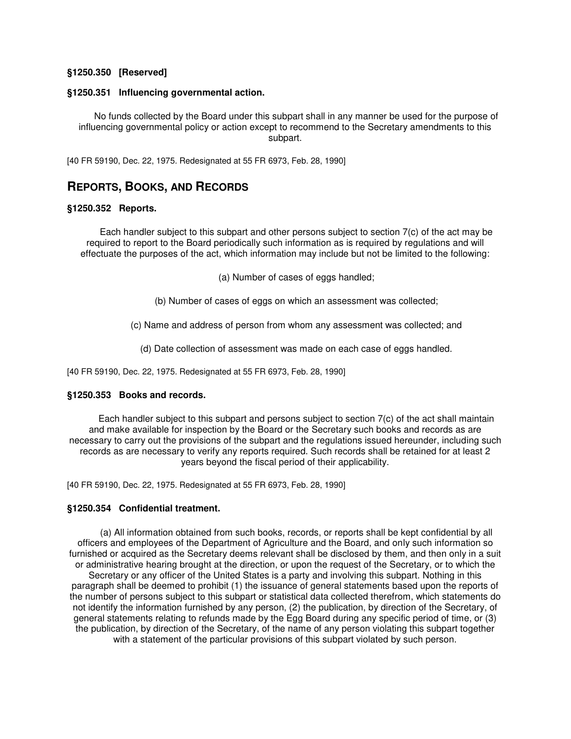**§1250.350 [Reserved]**

**§1250.351 Influencing governmental action.**

No funds collected by the Board under this subpart shall in any manner be used for the purpose of influencing governmental policy or action except to recommend to the Secretary amendments to this subpart.

[40 FR 59190, Dec. 22, 1975. Redesignated at 55 FR 6973, Feb. 28, 1990]

## REPORTS, BOOKS, AND RECORDS

**§1250.352 Reports.**

Each handler subject to this subpart and other persons subject to section 7(c) of the act may be required to report to the Board periodically such information as is required by regulations and will effectuate the purposes of the act, which information may include but not be limited to the following:

(a) Number of cases of eggs handled;

(b) Number of cases of eggs on which an assessment was collected;

(c) Name and address of person from whom any assessment was collected; and

(d) Date collection of assessment was made on each case of eggs handled.

[40 FR 59190, Dec. 22, 1975. Redesignated at 55 FR 6973, Feb. 28, 1990]

**§1250.353 Books and records.**

Each handler subject to this subpart and persons subject to section 7(c) of the act shall maintain and make available for inspection by the Board or the Secretary such books and records as are necessary to carry out the provisions of the subpart and the regulations issued hereunder, including such records as are necessary to verify any reports required. Such records shall be retained for at least 2 years beyond the fiscal period of their applicability.

[40 FR 59190, Dec. 22, 1975. Redesignated at 55 FR 6973, Feb. 28, 1990]

**§1250.354 Confidential treatment.**

(a) All information obtained from such books, records, or reports shall be kept confidential by all officers and employees of the Department of Agriculture and the Board, and only such information so furnished or acquired as the Secretary deems relevant shall be disclosed by them, and then only in a suit or administrative hearing brought at the direction, or upon the request of the Secretary, or to which the Secretary or any officer of the United States is a party and involving this subpart. Nothing in this paragraph shall be deemed to prohibit (1) the issuance of general statements based upon the reports of the number of persons subject to this subpart or statistical data collected therefrom, which statements do not identify the information furnished by any person, (2) the publication, by direction of the Secretary, of general statements relating to refunds made by the Egg Board during any specific period of time, or (3) the publication, by direction of the Secretary, of the name of any person violating this subpart together with a statement of the particular provisions of this subpart violated by such person.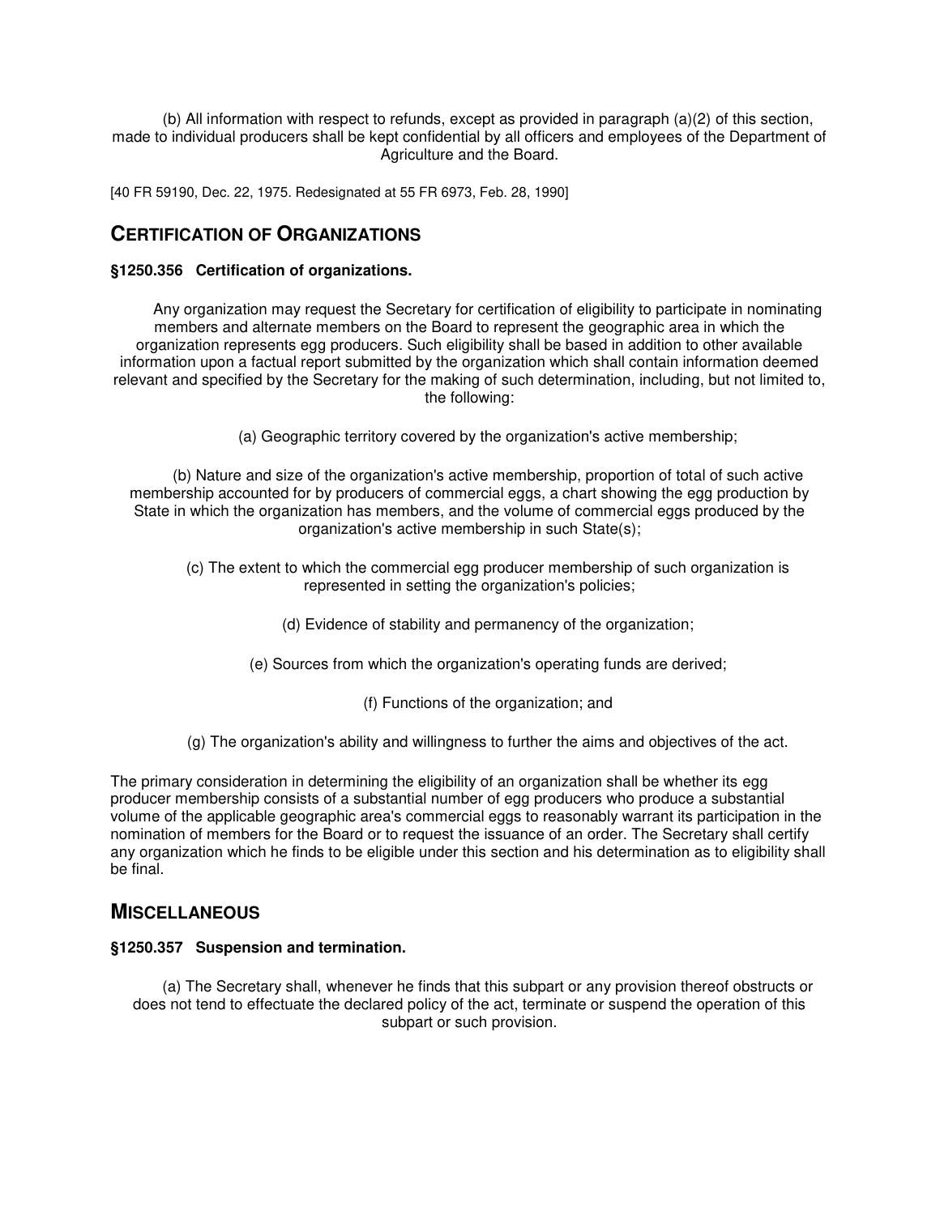(b) All information with respect to refunds, except as provided in paragraph (a)(2) of this section, made to individual producers shall be kept confidential by all officers and employees of the Department of Agriculture and the Board.

[40 FR 59190, Dec. 22, 1975. Redesignated at 55 FR 6973, Feb. 28, 1990]

## Certification of Organizations

### §1250.356 Certification of organizations.

Any organization may request the Secretary for certification of eligibility to participate in nominating members and alternate members on the Board to represent the geographic area in which the organization represents egg producers. Such eligibility shall be based in addition to other available information upon a factual report submitted by the organization which shall contain information deemed relevant and specified by the Secretary for the making of such determination, including, but not limited to, the following:

(a) Geographic territory covered by the organization's active membership;

(b) Nature and size of the organization's active membership, proportion of total of such active membership accounted for by producers of commercial eggs, a chart showing the egg production by State in which the organization has members, and the volume of commercial eggs produced by the organization's active membership in such State(s);

(c) The extent to which the commercial egg producer membership of such organization is represented in setting the organization's policies;

(d) Evidence of stability and permanency of the organization;

(e) Sources from which the organization's operating funds are derived;

(f) Functions of the organization; and

(g) The organization's ability and willingness to further the aims and objectives of the act.

The primary consideration in determining the eligibility of an organization shall be whether its egg producer membership consists of a substantial number of egg producers who produce a substantial volume of the applicable geographic area's commercial eggs to reasonably warrant its participation in the nomination of members for the Board or to request the issuance of an order. The Secretary shall certify any organization which he finds to be eligible under this section and his determination as to eligibility shall be final.

## Miscellaneous

### §1250.357 Suspension and termination.

(a) The Secretary shall, whenever he finds that this subpart or any provision thereof obstructs or does not tend to effectuate the declared policy of the act, terminate or suspend the operation of this subpart or such provision.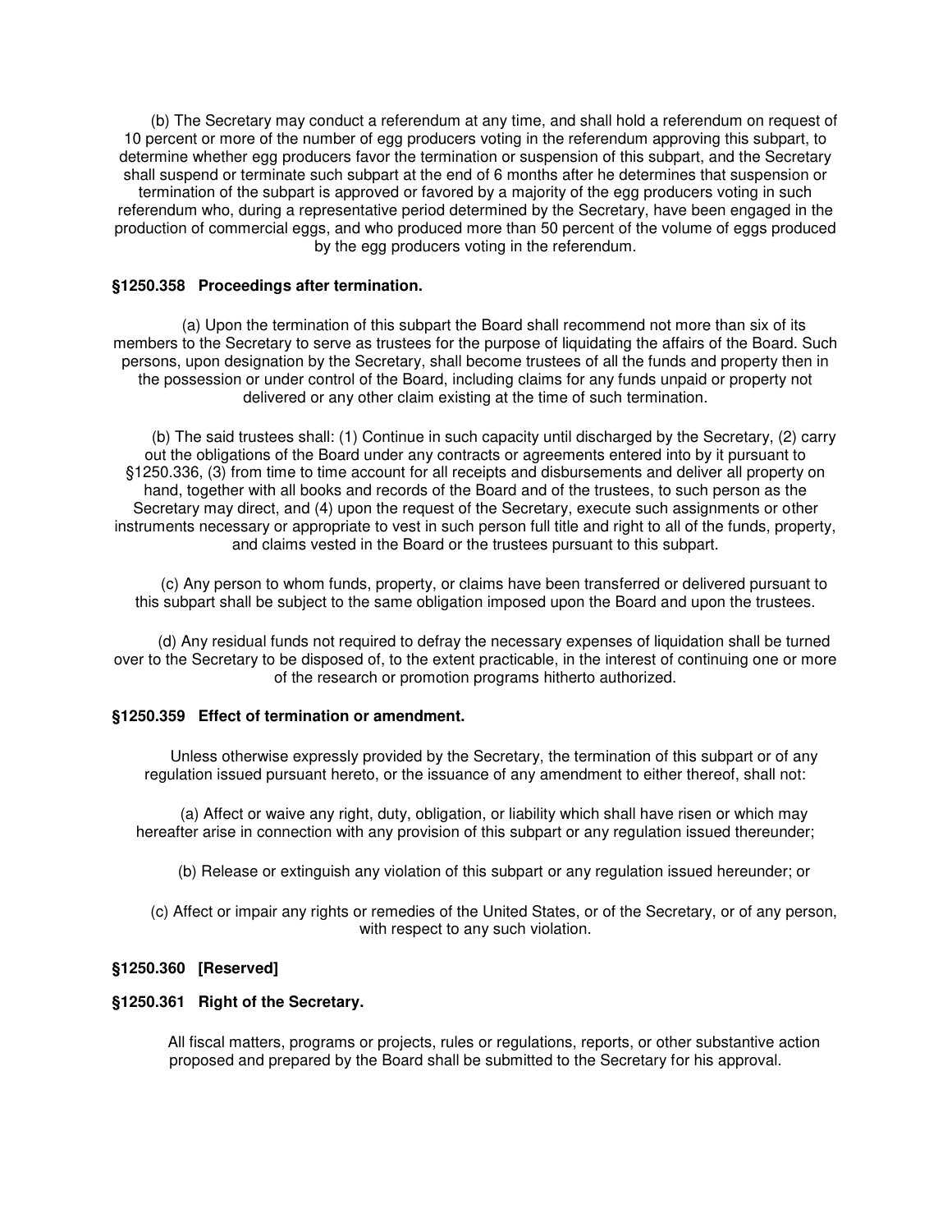(b) The Secretary may conduct a referendum at any time, and shall hold a referendum on request of 10 percent or more of the number of egg producers voting in the referendum approving this subpart, to determine whether egg producers favor the termination or suspension of this subpart, and the Secretary shall suspend or terminate such subpart at the end of 6 months after he determines that suspension or termination of the subpart is approved or favored by a majority of the egg producers voting in such referendum who, during a representative period determined by the Secretary, have been engaged in the production of commercial eggs, and who produced more than 50 percent of the volume of eggs produced by the egg producers voting in the referendum.

### §1250.358 Proceedings after termination.

(a) Upon the termination of this subpart the Board shall recommend not more than six of its members to the Secretary to serve as trustees for the purpose of liquidating the affairs of the Board. Such persons, upon designation by the Secretary, shall become trustees of all the funds and property then in the possession or under control of the Board, including claims for any funds unpaid or property not delivered or any other claim existing at the time of such termination.

(b) The said trustees shall: (1) Continue in such capacity until discharged by the Secretary, (2) carry out the obligations of the Board under any contracts or agreements entered into by it pursuant to §1250.336, (3) from time to time account for all receipts and disbursements and deliver all property on hand, together with all books and records of the Board and of the trustees, to such person as the Secretary may direct, and (4) upon the request of the Secretary, execute such assignments or other instruments necessary or appropriate to vest in such person full title and right to all of the funds, property, and claims vested in the Board or the trustees pursuant to this subpart.

(c) Any person to whom funds, property, or claims have been transferred or delivered pursuant to this subpart shall be subject to the same obligation imposed upon the Board and upon the trustees.

(d) Any residual funds not required to defray the necessary expenses of liquidation shall be turned over to the Secretary to be disposed of, to the extent practicable, in the interest of continuing one or more of the research or promotion programs hitherto authorized.

### §1250.359 Effect of termination or amendment.

Unless otherwise expressly provided by the Secretary, the termination of this subpart or of any regulation issued pursuant hereto, or the issuance of any amendment to either thereof, shall not:

(a) Affect or waive any right, duty, obligation, or liability which shall have risen or which may hereafter arise in connection with any provision of this subpart or any regulation issued thereunder;

(b) Release or extinguish any violation of this subpart or any regulation issued hereunder; or

(c) Affect or impair any rights or remedies of the United States, or of the Secretary, or of any person, with respect to any such violation.

### §1250.360 [Reserved]

### §1250.361 Right of the Secretary.

All fiscal matters, programs or projects, rules or regulations, reports, or other substantive action proposed and prepared by the Board shall be submitted to the Secretary for his approval.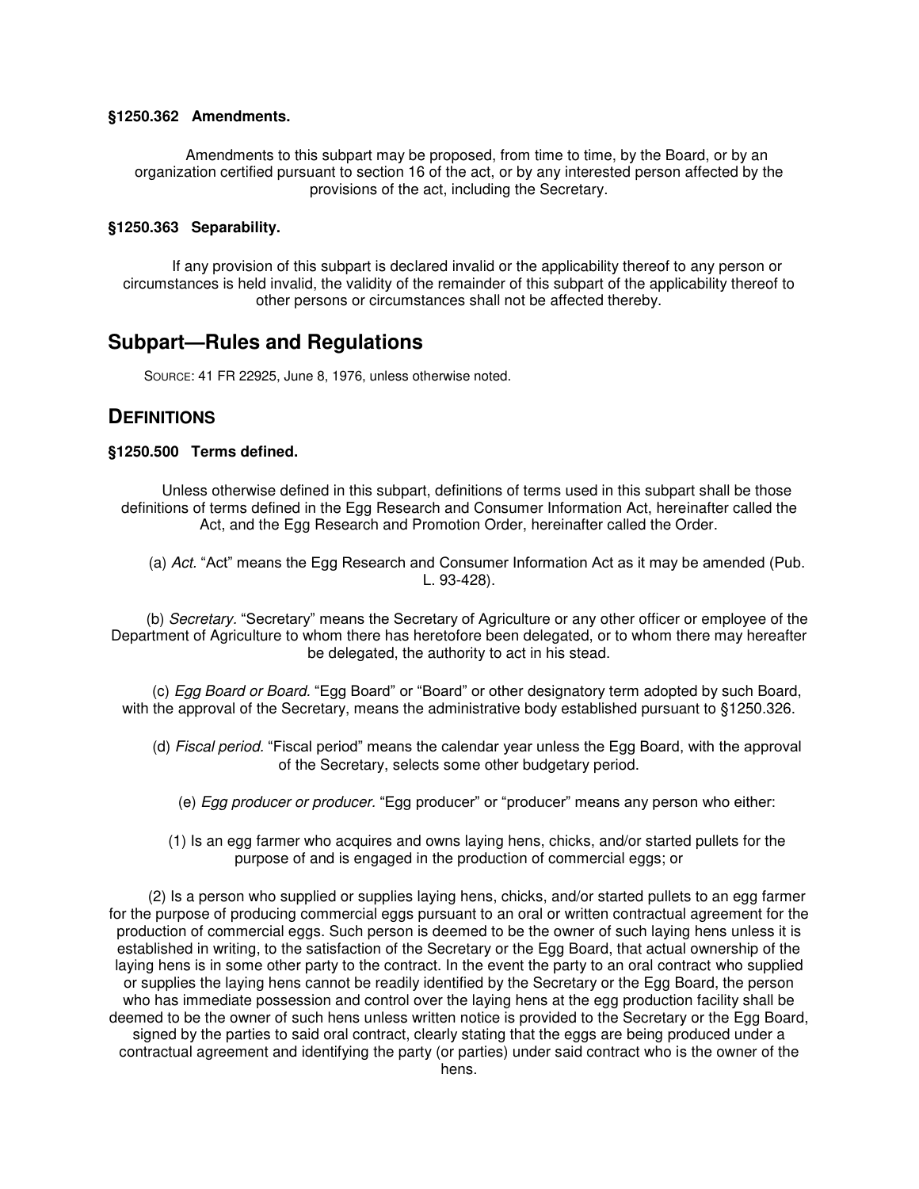**§1250.362 Amendments.**

Amendments to this subpart may be proposed, from time to time, by the Board, or by an organization certified pursuant to section 16 of the act, or by any interested person affected by the provisions of the act, including the Secretary.

**§1250.363 Separability.**

If any provision of this subpart is declared invalid or the applicability thereof to any person or circumstances is held invalid, the validity of the remainder of this subpart of the applicability thereof to other persons or circumstances shall not be affected thereby.

## Subpart—Rules and Regulations

SOURCE: 41 FR 22925, June 8, 1976, unless otherwise noted.

## DEFINITIONS

**§1250.500 Terms defined.**

Unless otherwise defined in this subpart, definitions of terms used in this subpart shall be those definitions of terms defined in the Egg Research and Consumer Information Act, hereinafter called the Act, and the Egg Research and Promotion Order, hereinafter called the Order.

(a) *Act.* "Act" means the Egg Research and Consumer Information Act as it may be amended (Pub. L. 93-428).

(b) *Secretary.* "Secretary" means the Secretary of Agriculture or any other officer or employee of the Department of Agriculture to whom there has heretofore been delegated, or to whom there may hereafter be delegated, the authority to act in his stead.

(c) *Egg Board or Board.* "Egg Board" or "Board" or other designatory term adopted by such Board, with the approval of the Secretary, means the administrative body established pursuant to §1250.326.

(d) *Fiscal period.* "Fiscal period" means the calendar year unless the Egg Board, with the approval of the Secretary, selects some other budgetary period.

(e) *Egg producer or producer.* "Egg producer" or "producer" means any person who either:

(1) Is an egg farmer who acquires and owns laying hens, chicks, and/or started pullets for the purpose of and is engaged in the production of commercial eggs; or

(2) Is a person who supplied or supplies laying hens, chicks, and/or started pullets to an egg farmer for the purpose of producing commercial eggs pursuant to an oral or written contractual agreement for the production of commercial eggs. Such person is deemed to be the owner of such laying hens unless it is established in writing, to the satisfaction of the Secretary or the Egg Board, that actual ownership of the laying hens is in some other party to the contract. In the event the party to an oral contract who supplied or supplies the laying hens cannot be readily identified by the Secretary or the Egg Board, the person who has immediate possession and control over the laying hens at the egg production facility shall be deemed to be the owner of such hens unless written notice is provided to the Secretary or the Egg Board, signed by the parties to said oral contract, clearly stating that the eggs are being produced under a contractual agreement and identifying the party (or parties) under said contract who is the owner of the hens.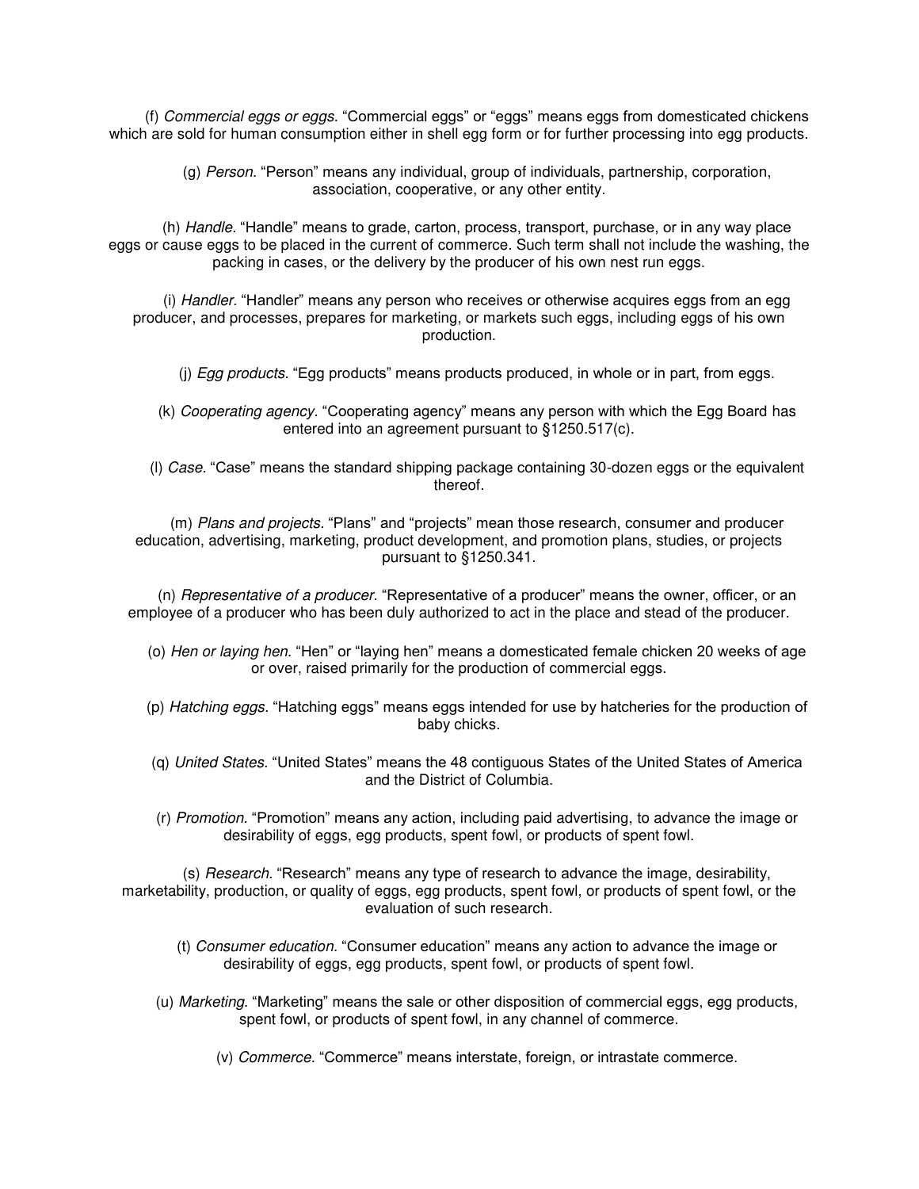(f) *Commercial eggs or eggs.* "Commercial eggs" or "eggs" means eggs from domesticated chickens which are sold for human consumption either in shell egg form or for further processing into egg products.

(g) *Person.* "Person" means any individual, group of individuals, partnership, corporation, association, cooperative, or any other entity.

(h) *Handle.* "Handle" means to grade, carton, process, transport, purchase, or in any way place eggs or cause eggs to be placed in the current of commerce. Such term shall not include the washing, the packing in cases, or the delivery by the producer of his own nest run eggs.

(i) *Handler.* "Handler" means any person who receives or otherwise acquires eggs from an egg producer, and processes, prepares for marketing, or markets such eggs, including eggs of his own production.

(j) *Egg products.* "Egg products" means products produced, in whole or in part, from eggs.

(k) *Cooperating agency.* "Cooperating agency" means any person with which the Egg Board has entered into an agreement pursuant to §1250.517(c).

(l) *Case.* "Case" means the standard shipping package containing 30-dozen eggs or the equivalent thereof.

(m) *Plans and projects.* "Plans" and "projects" mean those research, consumer and producer education, advertising, marketing, product development, and promotion plans, studies, or projects pursuant to §1250.341.

(n) *Representative of a producer.* "Representative of a producer" means the owner, officer, or an employee of a producer who has been duly authorized to act in the place and stead of the producer.

(o) *Hen or laying hen.* "Hen" or "laying hen" means a domesticated female chicken 20 weeks of age or over, raised primarily for the production of commercial eggs.

(p) *Hatching eggs.* "Hatching eggs" means eggs intended for use by hatcheries for the production of baby chicks.

(q) *United States.* "United States" means the 48 contiguous States of the United States of America and the District of Columbia.

(r) *Promotion.* "Promotion" means any action, including paid advertising, to advance the image or desirability of eggs, egg products, spent fowl, or products of spent fowl.

(s) *Research.* "Research" means any type of research to advance the image, desirability, marketability, production, or quality of eggs, egg products, spent fowl, or products of spent fowl, or the evaluation of such research.

(t) *Consumer education.* "Consumer education" means any action to advance the image or desirability of eggs, egg products, spent fowl, or products of spent fowl.

(u) *Marketing.* "Marketing" means the sale or other disposition of commercial eggs, egg products, spent fowl, or products of spent fowl, in any channel of commerce.

(v) *Commerce.* "Commerce" means interstate, foreign, or intrastate commerce.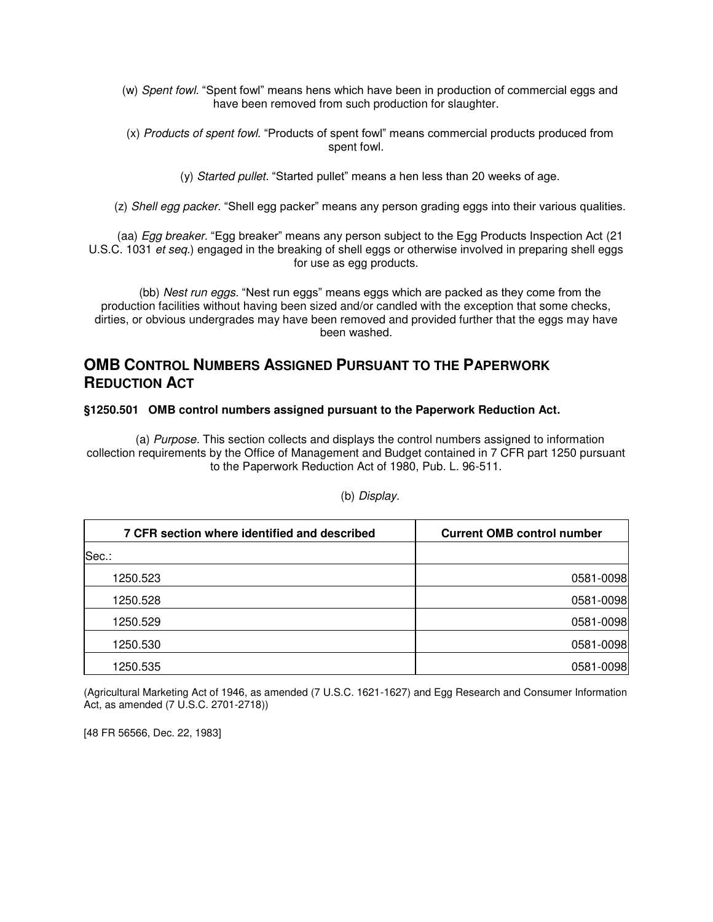(w) *Spent fowl.* “Spent fowl” means hens which have been in production of commercial eggs and have been removed from such production for slaughter.

(x) *Products of spent fowl.* “Products of spent fowl” means commercial products produced from spent fowl.

(y) *Started pullet*. “Started pullet” means a hen less than 20 weeks of age.

(z) *Shell egg packer*. “Shell egg packer” means any person grading eggs into their various qualities.

(aa) *Egg breaker.* “Egg breaker” means any person subject to the Egg Products Inspection Act (21 U.S.C. 1031 *et seq.*) engaged in the breaking of shell eggs or otherwise involved in preparing shell eggs for use as egg products.

(bb) *Nest run eggs.* “Nest run eggs” means eggs which are packed as they come from the production facilities without having been sized and/or candled with the exception that some checks, dirties, or obvious undergrades may have been removed and provided further that the eggs may have been washed.

## OMB Control Numbers Assigned Pursuant to the Paperwork Reduction Act

**§1250.501 OMB control numbers assigned pursuant to the Paperwork Reduction Act.**

(a) *Purpose.* This section collects and displays the control numbers assigned to information collection requirements by the Office of Management and Budget contained in 7 CFR part 1250 pursuant to the Paperwork Reduction Act of 1980, Pub. L. 96-511.

(b) *Display.*

| 7 CFR section where identified and described | Current OMB control number |
|---|---|
| Sec.: | |
| 1250.523 | 0581-0098 |
| 1250.528 | 0581-0098 |
| 1250.529 | 0581-0098 |
| 1250.530 | 0581-0098 |
| 1250.535 | 0581-0098 |

(Agricultural Marketing Act of 1946, as amended (7 U.S.C. 1621-1627) and Egg Research and Consumer Information Act, as amended (7 U.S.C. 2701-2718))

[48 FR 56566, Dec. 22, 1983]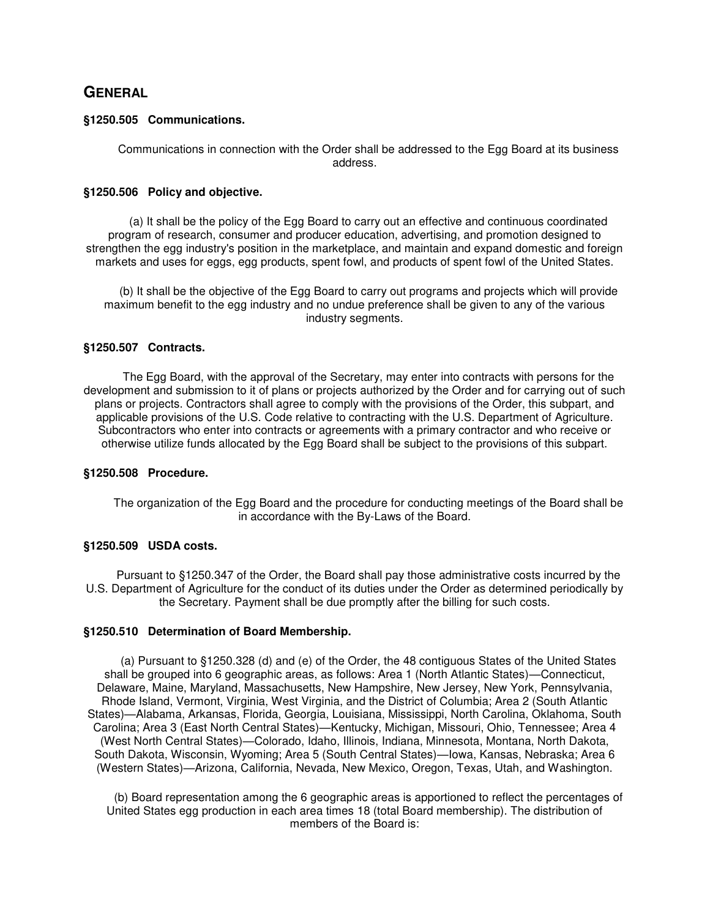## GENERAL

### §1250.505 Communications.

Communications in connection with the Order shall be addressed to the Egg Board at its business address.

### §1250.506 Policy and objective.

(a) It shall be the policy of the Egg Board to carry out an effective and continuous coordinated program of research, consumer and producer education, advertising, and promotion designed to strengthen the egg industry's position in the marketplace, and maintain and expand domestic and foreign markets and uses for eggs, egg products, spent fowl, and products of spent fowl of the United States.

(b) It shall be the objective of the Egg Board to carry out programs and projects which will provide maximum benefit to the egg industry and no undue preference shall be given to any of the various industry segments.

### §1250.507 Contracts.

The Egg Board, with the approval of the Secretary, may enter into contracts with persons for the development and submission to it of plans or projects authorized by the Order and for carrying out of such plans or projects. Contractors shall agree to comply with the provisions of the Order, this subpart, and applicable provisions of the U.S. Code relative to contracting with the U.S. Department of Agriculture. Subcontractors who enter into contracts or agreements with a primary contractor and who receive or otherwise utilize funds allocated by the Egg Board shall be subject to the provisions of this subpart.

### §1250.508 Procedure.

The organization of the Egg Board and the procedure for conducting meetings of the Board shall be in accordance with the By-Laws of the Board.

### §1250.509 USDA costs.

Pursuant to §1250.347 of the Order, the Board shall pay those administrative costs incurred by the U.S. Department of Agriculture for the conduct of its duties under the Order as determined periodically by the Secretary. Payment shall be due promptly after the billing for such costs.

### §1250.510 Determination of Board Membership.

(a) Pursuant to §1250.328 (d) and (e) of the Order, the 48 contiguous States of the United States shall be grouped into 6 geographic areas, as follows: Area 1 (North Atlantic States)—Connecticut, Delaware, Maine, Maryland, Massachusetts, New Hampshire, New Jersey, New York, Pennsylvania, Rhode Island, Vermont, Virginia, West Virginia, and the District of Columbia; Area 2 (South Atlantic States)—Alabama, Arkansas, Florida, Georgia, Louisiana, Mississippi, North Carolina, Oklahoma, South Carolina; Area 3 (East North Central States)—Kentucky, Michigan, Missouri, Ohio, Tennessee; Area 4 (West North Central States)—Colorado, Idaho, Illinois, Indiana, Minnesota, Montana, North Dakota, South Dakota, Wisconsin, Wyoming; Area 5 (South Central States)—Iowa, Kansas, Nebraska; Area 6 (Western States)—Arizona, California, Nevada, New Mexico, Oregon, Texas, Utah, and Washington.

(b) Board representation among the 6 geographic areas is apportioned to reflect the percentages of United States egg production in each area times 18 (total Board membership). The distribution of members of the Board is: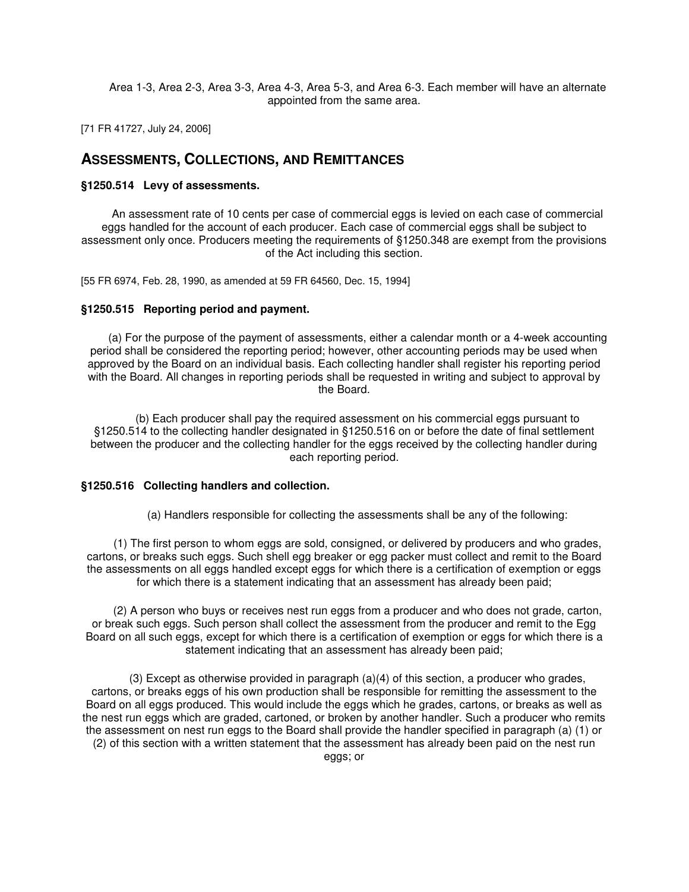Area 1-3, Area 2-3, Area 3-3, Area 4-3, Area 5-3, and Area 6-3. Each member will have an alternate appointed from the same area.

[71 FR 41727, July 24, 2006]

## ASSESSMENTS, COLLECTIONS, AND REMITTANCES

### §1250.514 Levy of assessments.

An assessment rate of 10 cents per case of commercial eggs is levied on each case of commercial eggs handled for the account of each producer. Each case of commercial eggs shall be subject to assessment only once. Producers meeting the requirements of §1250.348 are exempt from the provisions of the Act including this section.

[55 FR 6974, Feb. 28, 1990, as amended at 59 FR 64560, Dec. 15, 1994]

### §1250.515 Reporting period and payment.

(a) For the purpose of the payment of assessments, either a calendar month or a 4-week accounting period shall be considered the reporting period; however, other accounting periods may be used when approved by the Board on an individual basis. Each collecting handler shall register his reporting period with the Board. All changes in reporting periods shall be requested in writing and subject to approval by the Board.

(b) Each producer shall pay the required assessment on his commercial eggs pursuant to §1250.514 to the collecting handler designated in §1250.516 on or before the date of final settlement between the producer and the collecting handler for the eggs received by the collecting handler during each reporting period.

### §1250.516 Collecting handlers and collection.

(a) Handlers responsible for collecting the assessments shall be any of the following:

(1) The first person to whom eggs are sold, consigned, or delivered by producers and who grades, cartons, or breaks such eggs. Such shell egg breaker or egg packer must collect and remit to the Board the assessments on all eggs handled except eggs for which there is a certification of exemption or eggs for which there is a statement indicating that an assessment has already been paid;

(2) A person who buys or receives nest run eggs from a producer and who does not grade, carton, or break such eggs. Such person shall collect the assessment from the producer and remit to the Egg Board on all such eggs, except for which there is a certification of exemption or eggs for which there is a statement indicating that an assessment has already been paid;

(3) Except as otherwise provided in paragraph (a)(4) of this section, a producer who grades, cartons, or breaks eggs of his own production shall be responsible for remitting the assessment to the Board on all eggs produced. This would include the eggs which he grades, cartons, or breaks as well as the nest run eggs which are graded, cartoned, or broken by another handler. Such a producer who remits the assessment on nest run eggs to the Board shall provide the handler specified in paragraph (a) (1) or (2) of this section with a written statement that the assessment has already been paid on the nest run eggs; or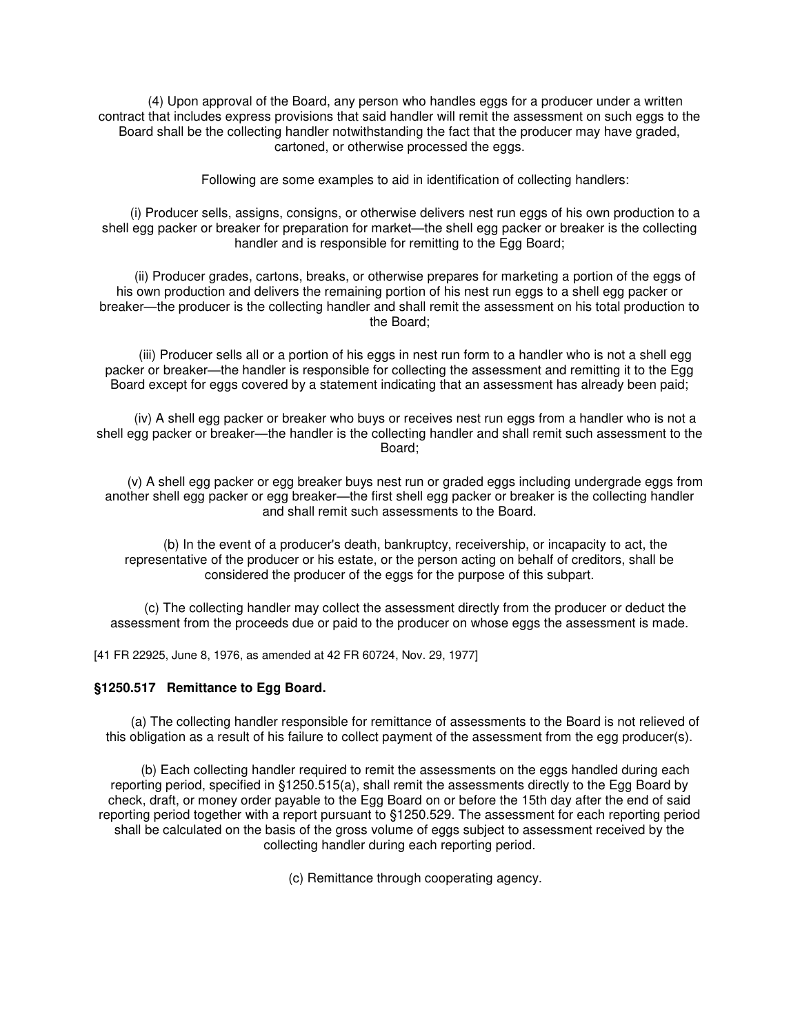(4) Upon approval of the Board, any person who handles eggs for a producer under a written contract that includes express provisions that said handler will remit the assessment on such eggs to the Board shall be the collecting handler notwithstanding the fact that the producer may have graded, cartoned, or otherwise processed the eggs.

Following are some examples to aid in identification of collecting handlers:

(i) Producer sells, assigns, consigns, or otherwise delivers nest run eggs of his own production to a shell egg packer or breaker for preparation for market—the shell egg packer or breaker is the collecting handler and is responsible for remitting to the Egg Board;

(ii) Producer grades, cartons, breaks, or otherwise prepares for marketing a portion of the eggs of his own production and delivers the remaining portion of his nest run eggs to a shell egg packer or breaker—the producer is the collecting handler and shall remit the assessment on his total production to the Board;

(iii) Producer sells all or a portion of his eggs in nest run form to a handler who is not a shell egg packer or breaker—the handler is responsible for collecting the assessment and remitting it to the Egg Board except for eggs covered by a statement indicating that an assessment has already been paid;

(iv) A shell egg packer or breaker who buys or receives nest run eggs from a handler who is not a shell egg packer or breaker—the handler is the collecting handler and shall remit such assessment to the Board;

(v) A shell egg packer or egg breaker buys nest run or graded eggs including undergrade eggs from another shell egg packer or egg breaker—the first shell egg packer or breaker is the collecting handler and shall remit such assessments to the Board.

(b) In the event of a producer's death, bankruptcy, receivership, or incapacity to act, the representative of the producer or his estate, or the person acting on behalf of creditors, shall be considered the producer of the eggs for the purpose of this subpart.

(c) The collecting handler may collect the assessment directly from the producer or deduct the assessment from the proceeds due or paid to the producer on whose eggs the assessment is made.

[41 FR 22925, June 8, 1976, as amended at 42 FR 60724, Nov. 29, 1977]

### §1250.517 Remittance to Egg Board.

(a) The collecting handler responsible for remittance of assessments to the Board is not relieved of this obligation as a result of his failure to collect payment of the assessment from the egg producer(s).

(b) Each collecting handler required to remit the assessments on the eggs handled during each reporting period, specified in §1250.515(a), shall remit the assessments directly to the Egg Board by check, draft, or money order payable to the Egg Board on or before the 15th day after the end of said reporting period together with a report pursuant to §1250.529. The assessment for each reporting period shall be calculated on the basis of the gross volume of eggs subject to assessment received by the collecting handler during each reporting period.

(c) Remittance through cooperating agency.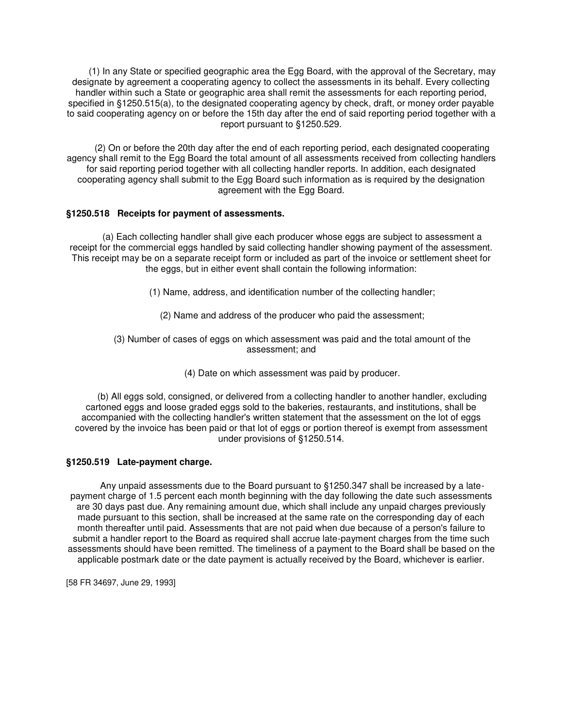(1) In any State or specified geographic area the Egg Board, with the approval of the Secretary, may designate by agreement a cooperating agency to collect the assessments in its behalf. Every collecting handler within such a State or geographic area shall remit the assessments for each reporting period, specified in §1250.515(a), to the designated cooperating agency by check, draft, or money order payable to said cooperating agency on or before the 15th day after the end of said reporting period together with a report pursuant to §1250.529.

(2) On or before the 20th day after the end of each reporting period, each designated cooperating agency shall remit to the Egg Board the total amount of all assessments received from collecting handlers for said reporting period together with all collecting handler reports. In addition, each designated cooperating agency shall submit to the Egg Board such information as is required by the designation agreement with the Egg Board.

### §1250.518 Receipts for payment of assessments.

(a) Each collecting handler shall give each producer whose eggs are subject to assessment a receipt for the commercial eggs handled by said collecting handler showing payment of the assessment. This receipt may be on a separate receipt form or included as part of the invoice or settlement sheet for the eggs, but in either event shall contain the following information:

(1) Name, address, and identification number of the collecting handler;

(2) Name and address of the producer who paid the assessment;

(3) Number of cases of eggs on which assessment was paid and the total amount of the assessment; and

(4) Date on which assessment was paid by producer.

(b) All eggs sold, consigned, or delivered from a collecting handler to another handler, excluding cartoned eggs and loose graded eggs sold to the bakeries, restaurants, and institutions, shall be accompanied with the collecting handler's written statement that the assessment on the lot of eggs covered by the invoice has been paid or that lot of eggs or portion thereof is exempt from assessment under provisions of §1250.514.

### §1250.519 Late-payment charge.

Any unpaid assessments due to the Board pursuant to §1250.347 shall be increased by a late-payment charge of 1.5 percent each month beginning with the day following the date such assessments are 30 days past due. Any remaining amount due, which shall include any unpaid charges previously made pursuant to this section, shall be increased at the same rate on the corresponding day of each month thereafter until paid. Assessments that are not paid when due because of a person's failure to submit a handler report to the Board as required shall accrue late-payment charges from the time such assessments should have been remitted. The timeliness of a payment to the Board shall be based on the applicable postmark date or the date payment is actually received by the Board, whichever is earlier.

[58 FR 34697, June 29, 1993]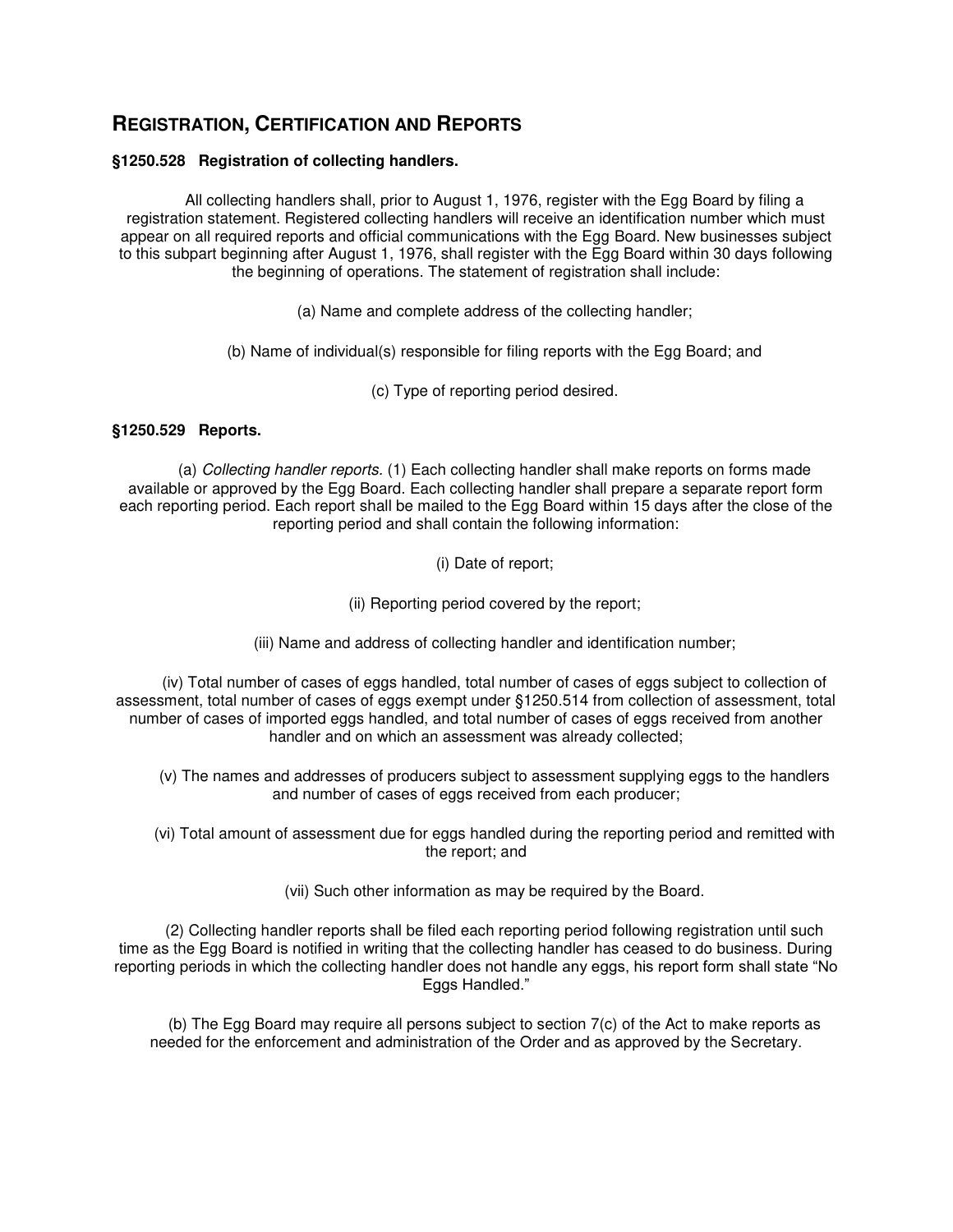## REGISTRATION, CERTIFICATION AND REPORTS

### §1250.528 Registration of collecting handlers.

All collecting handlers shall, prior to August 1, 1976, register with the Egg Board by filing a registration statement. Registered collecting handlers will receive an identification number which must appear on all required reports and official communications with the Egg Board. New businesses subject to this subpart beginning after August 1, 1976, shall register with the Egg Board within 30 days following the beginning of operations. The statement of registration shall include:

(a) Name and complete address of the collecting handler;

(b) Name of individual(s) responsible for filing reports with the Egg Board; and

(c) Type of reporting period desired.

### §1250.529 Reports.

(a) *Collecting handler reports.* (1) Each collecting handler shall make reports on forms made available or approved by the Egg Board. Each collecting handler shall prepare a separate report form each reporting period. Each report shall be mailed to the Egg Board within 15 days after the close of the reporting period and shall contain the following information:

(i) Date of report;

(ii) Reporting period covered by the report;

(iii) Name and address of collecting handler and identification number;

(iv) Total number of cases of eggs handled, total number of cases of eggs subject to collection of assessment, total number of cases of eggs exempt under §1250.514 from collection of assessment, total number of cases of imported eggs handled, and total number of cases of eggs received from another handler and on which an assessment was already collected;

(v) The names and addresses of producers subject to assessment supplying eggs to the handlers and number of cases of eggs received from each producer;

(vi) Total amount of assessment due for eggs handled during the reporting period and remitted with the report; and

(vii) Such other information as may be required by the Board.

(2) Collecting handler reports shall be filed each reporting period following registration until such time as the Egg Board is notified in writing that the collecting handler has ceased to do business. During reporting periods in which the collecting handler does not handle any eggs, his report form shall state "No Eggs Handled."

(b) The Egg Board may require all persons subject to section 7(c) of the Act to make reports as needed for the enforcement and administration of the Order and as approved by the Secretary.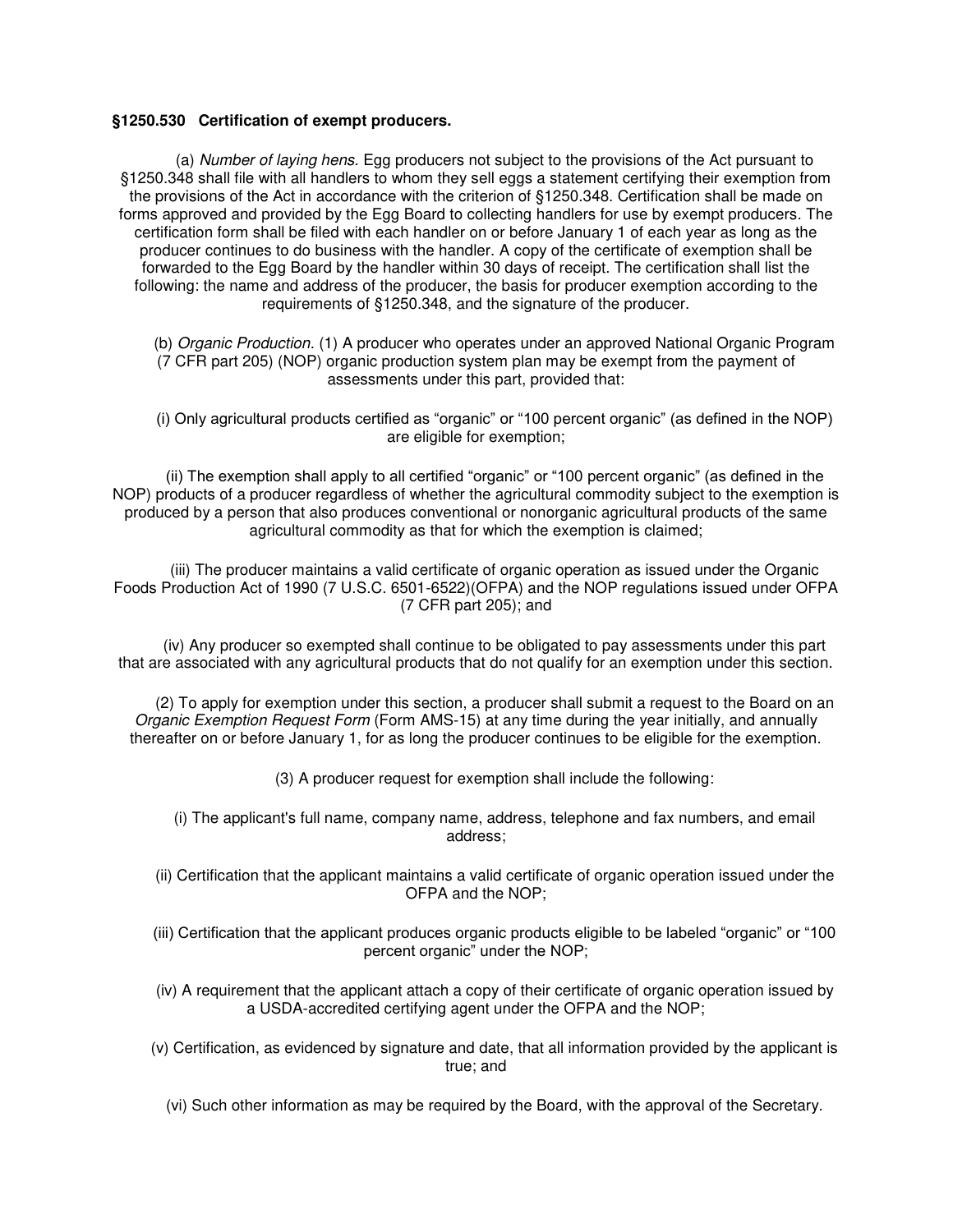**§1250.530 Certification of exempt producers.**

(a) *Number of laying hens.* Egg producers not subject to the provisions of the Act pursuant to §1250.348 shall file with all handlers to whom they sell eggs a statement certifying their exemption from the provisions of the Act in accordance with the criterion of §1250.348. Certification shall be made on forms approved and provided by the Egg Board to collecting handlers for use by exempt producers. The certification form shall be filed with each handler on or before January 1 of each year as long as the producer continues to do business with the handler. A copy of the certificate of exemption shall be forwarded to the Egg Board by the handler within 30 days of receipt. The certification shall list the following: the name and address of the producer, the basis for producer exemption according to the requirements of §1250.348, and the signature of the producer.

(b) *Organic Production.* (1) A producer who operates under an approved National Organic Program (7 CFR part 205) (NOP) organic production system plan may be exempt from the payment of assessments under this part, provided that:

(i) Only agricultural products certified as "organic" or "100 percent organic" (as defined in the NOP) are eligible for exemption;

(ii) The exemption shall apply to all certified "organic" or "100 percent organic" (as defined in the NOP) products of a producer regardless of whether the agricultural commodity subject to the exemption is produced by a person that also produces conventional or nonorganic agricultural products of the same agricultural commodity as that for which the exemption is claimed;

(iii) The producer maintains a valid certificate of organic operation as issued under the Organic Foods Production Act of 1990 (7 U.S.C. 6501-6522)(OFPA) and the NOP regulations issued under OFPA (7 CFR part 205); and

(iv) Any producer so exempted shall continue to be obligated to pay assessments under this part that are associated with any agricultural products that do not qualify for an exemption under this section.

(2) To apply for exemption under this section, a producer shall submit a request to the Board on an *Organic Exemption Request Form* (Form AMS-15) at any time during the year initially, and annually thereafter on or before January 1, for as long the producer continues to be eligible for the exemption.

(3) A producer request for exemption shall include the following:

(i) The applicant's full name, company name, address, telephone and fax numbers, and email address;

(ii) Certification that the applicant maintains a valid certificate of organic operation issued under the OFPA and the NOP;

(iii) Certification that the applicant produces organic products eligible to be labeled "organic" or "100 percent organic" under the NOP;

(iv) A requirement that the applicant attach a copy of their certificate of organic operation issued by a USDA-accredited certifying agent under the OFPA and the NOP;

(v) Certification, as evidenced by signature and date, that all information provided by the applicant is true; and

(vi) Such other information as may be required by the Board, with the approval of the Secretary.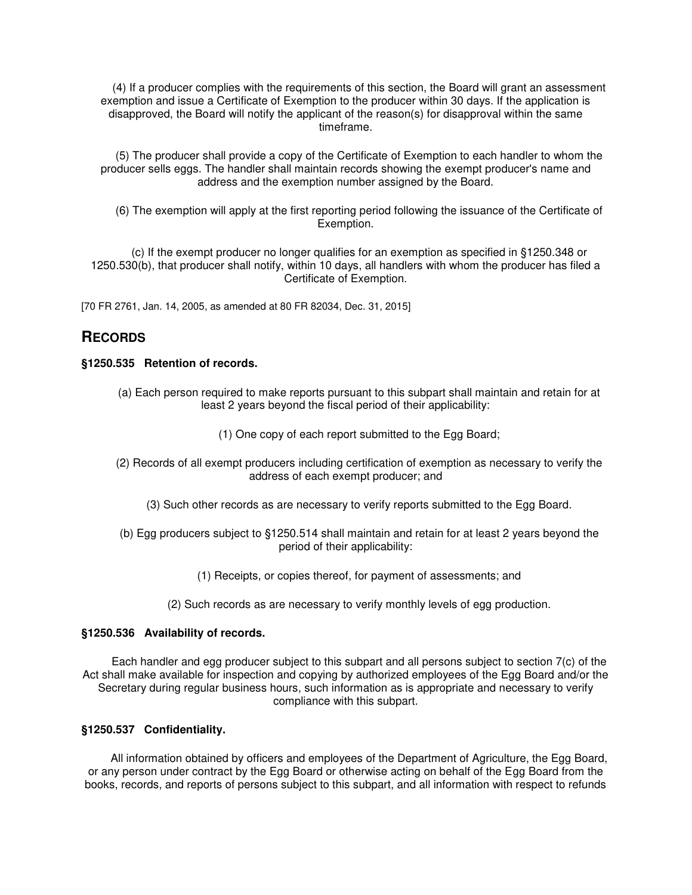(4) If a producer complies with the requirements of this section, the Board will grant an assessment exemption and issue a Certificate of Exemption to the producer within 30 days. If the application is disapproved, the Board will notify the applicant of the reason(s) for disapproval within the same timeframe.

(5) The producer shall provide a copy of the Certificate of Exemption to each handler to whom the producer sells eggs. The handler shall maintain records showing the exempt producer's name and address and the exemption number assigned by the Board.

(6) The exemption will apply at the first reporting period following the issuance of the Certificate of Exemption.

(c) If the exempt producer no longer qualifies for an exemption as specified in §1250.348 or 1250.530(b), that producer shall notify, within 10 days, all handlers with whom the producer has filed a Certificate of Exemption.

[70 FR 2761, Jan. 14, 2005, as amended at 80 FR 82034, Dec. 31, 2015]

## RECORDS

### §1250.535 Retention of records.

(a) Each person required to make reports pursuant to this subpart shall maintain and retain for at least 2 years beyond the fiscal period of their applicability:

(1) One copy of each report submitted to the Egg Board;

(2) Records of all exempt producers including certification of exemption as necessary to verify the address of each exempt producer; and

(3) Such other records as are necessary to verify reports submitted to the Egg Board.

(b) Egg producers subject to §1250.514 shall maintain and retain for at least 2 years beyond the period of their applicability:

(1) Receipts, or copies thereof, for payment of assessments; and

(2) Such records as are necessary to verify monthly levels of egg production.

### §1250.536 Availability of records.

Each handler and egg producer subject to this subpart and all persons subject to section 7(c) of the Act shall make available for inspection and copying by authorized employees of the Egg Board and/or the Secretary during regular business hours, such information as is appropriate and necessary to verify compliance with this subpart.

### §1250.537 Confidentiality.

All information obtained by officers and employees of the Department of Agriculture, the Egg Board, or any person under contract by the Egg Board or otherwise acting on behalf of the Egg Board from the books, records, and reports of persons subject to this subpart, and all information with respect to refunds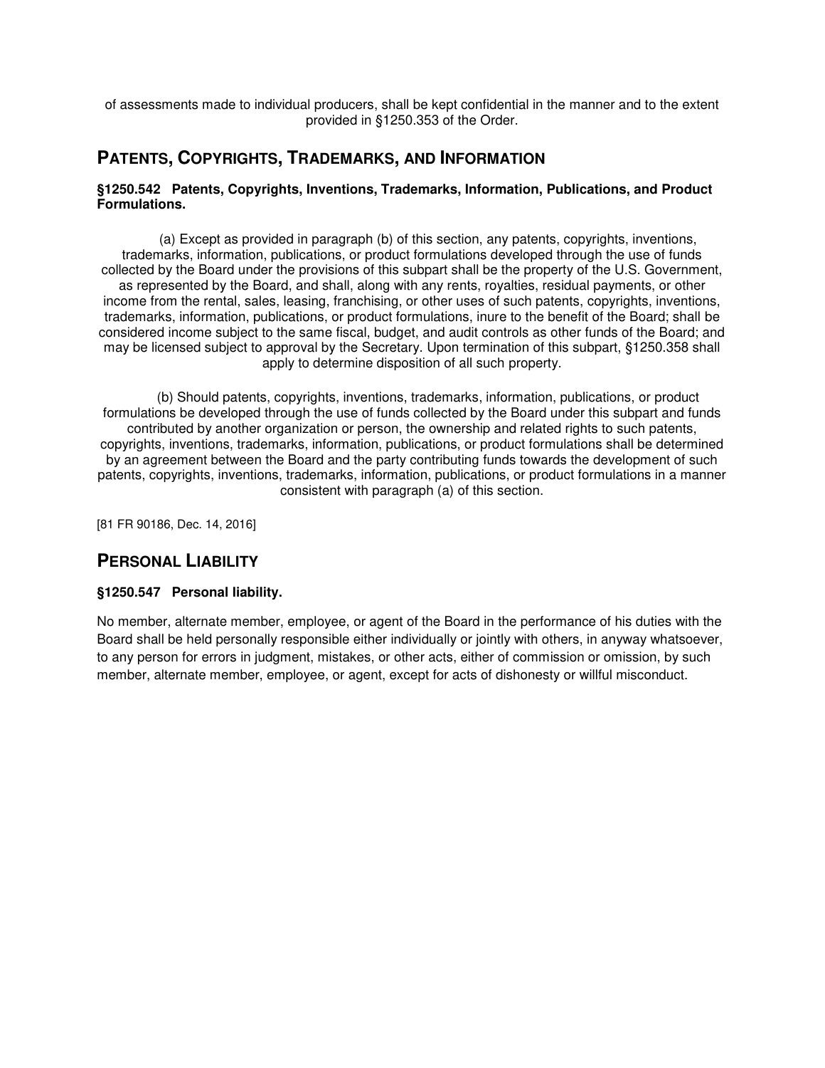of assessments made to individual producers, shall be kept confidential in the manner and to the extent provided in §1250.353 of the Order.

## PATENTS, COPYRIGHTS, TRADEMARKS, AND INFORMATION

**§1250.542 Patents, Copyrights, Inventions, Trademarks, Information, Publications, and Product Formulations.**

(a) Except as provided in paragraph (b) of this section, any patents, copyrights, inventions, trademarks, information, publications, or product formulations developed through the use of funds collected by the Board under the provisions of this subpart shall be the property of the U.S. Government, as represented by the Board, and shall, along with any rents, royalties, residual payments, or other income from the rental, sales, leasing, franchising, or other uses of such patents, copyrights, inventions, trademarks, information, publications, or product formulations, inure to the benefit of the Board; shall be considered income subject to the same fiscal, budget, and audit controls as other funds of the Board; and may be licensed subject to approval by the Secretary. Upon termination of this subpart, §1250.358 shall apply to determine disposition of all such property.

(b) Should patents, copyrights, inventions, trademarks, information, publications, or product formulations be developed through the use of funds collected by the Board under this subpart and funds contributed by another organization or person, the ownership and related rights to such patents, copyrights, inventions, trademarks, information, publications, or product formulations shall be determined by an agreement between the Board and the party contributing funds towards the development of such patents, copyrights, inventions, trademarks, information, publications, or product formulations in a manner consistent with paragraph (a) of this section.

[81 FR 90186, Dec. 14, 2016]

## PERSONAL LIABILITY

**§1250.547 Personal liability.**

No member, alternate member, employee, or agent of the Board in the performance of his duties with the Board shall be held personally responsible either individually or jointly with others, in anyway whatsoever, to any person for errors in judgment, mistakes, or other acts, either of commission or omission, by such member, alternate member, employee, or agent, except for acts of dishonesty or willful misconduct.